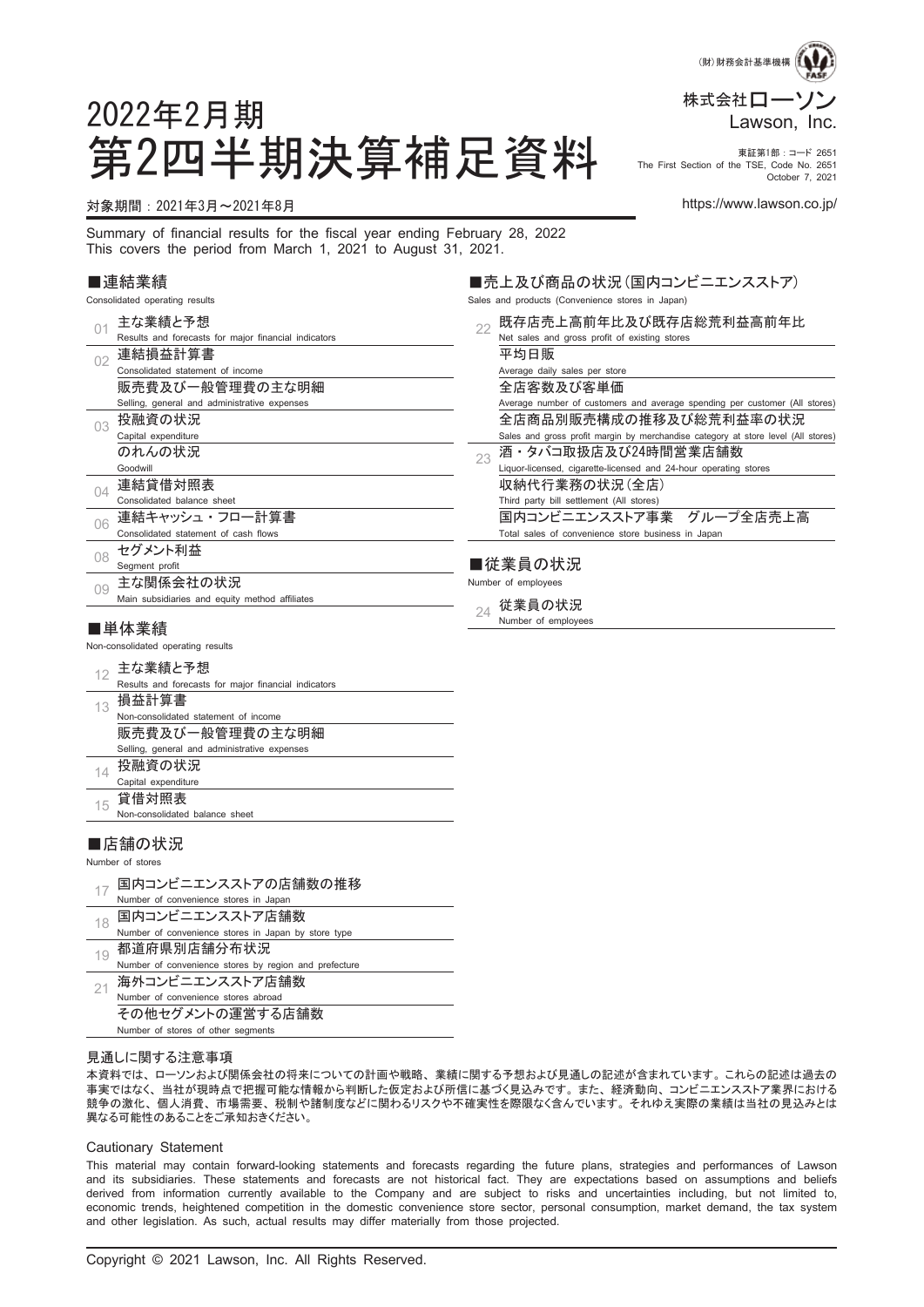(財)財務会計基準機構 FASF

株式会社ローソン
Lawson, Inc.

東証第1部：コード 2651
The First Section of the TSE, Code No. 2651
October 7, 2021

https://www.lawson.co.jp/

# 2022年2月期
# 第2四半期決算補足資料

対象期間：2021年3月～2021年8月

Summary of financial results for the fiscal year ending February 28, 2022
This covers the period from March 1, 2021 to August 31, 2021.

## ■連結業績
Consolidated operating results

| | |
|---|---|
| 01 | 主な業績と予想<br>Results and forecasts for major financial indicators |
| 02 | 連結損益計算書<br>Consolidated statement of income |
| | 販売費及び一般管理費の主な明細<br>Selling, general and administrative expenses |
| 03 | 投融資の状況<br>Capital expenditure |
| | のれんの状況<br>Goodwill |
| 04 | 連結貸借対照表<br>Consolidated balance sheet |
| 06 | 連結キャッシュ・フロー計算書<br>Consolidated statement of cash flows |
| 08 | セグメント利益<br>Segment profit |
| 09 | 主な関係会社の状況<br>Main subsidiaries and equity method affiliates |

## ■単体業績
Non-consolidated operating results

| | |
|---|---|
| 12 | 主な業績と予想<br>Results and forecasts for major financial indicators |
| 13 | 損益計算書<br>Non-consolidated statement of income |
| | 販売費及び一般管理費の主な明細<br>Selling, general and administrative expenses |
| 14 | 投融資の状況<br>Capital expenditure |
| 15 | 貸借対照表<br>Non-consolidated balance sheet |

## ■店舗の状況
Number of stores

| | |
|---|---|
| 17 | 国内コンビニエンスストアの店舗数の推移<br>Number of convenience stores in Japan |
| 18 | 国内コンビニエンスストア店舗数<br>Number of convenience stores in Japan by store type |
| 19 | 都道府県別店舗分布状況<br>Number of convenience stores by region and prefecture |
| 21 | 海外コンビニエンスストア店舗数<br>Number of convenience stores abroad |
| | その他セグメントの運営する店舗数<br>Number of stores of other segments |

## ■売上及び商品の状況（国内コンビニエンスストア）
Sales and products (Convenience stores in Japan)

| | |
|---|---|
| 22 | 既存店売上高前年比及び既存店総荒利益高前年比<br>Net sales and gross profit of existing stores |
| | 平均日販<br>Average daily sales per store |
| | 全店客数及び客単価<br>Average number of customers and average spending per customer (All stores) |
| | 全店商品別販売構成の推移及び総荒利益率の状況<br>Sales and gross profit margin by merchandise category at store level (All stores) |
| 23 | 酒・タバコ取扱店及び24時間営業店舗数<br>Liquor-licensed, cigarette-licensed and 24-hour operating stores |
| | 収納代行業務の状況（全店）<br>Third party bill settlement (All stores) |
| | 国内コンビニエンスストア事業　グループ全店売上高<br>Total sales of convenience store business in Japan |

## ■従業員の状況
Number of employees

| | |
|---|---|
| 24 | 従業員の状況<br>Number of employees |

### 見通しに関する注意事項

本資料では、ローソンおよび関係会社の将来についての計画や戦略、業績に関する予想および見通しの記述が含まれています。これらの記述は過去の事実ではなく、当社が現時点で把握可能な情報から判断した仮定および所信に基づく見込みです。また、経済動向、コンビニエンスストア業界における競争の激化、個人消費、市場需要、税制や諸制度などに関わるリスクや不確実性を際限なく含んでいます。それゆえ実際の業績は当社の見込みとは異なる可能性のあることをご承知おきください。

### Cautionary Statement

This material may contain forward-looking statements and forecasts regarding the future plans, strategies and performances of Lawson and its subsidiaries. These statements and forecasts are not historical fact. They are expectations based on assumptions and beliefs derived from information currently available to the Company and are subject to risks and uncertainties including, but not limited to, economic trends, heightened competition in the domestic convenience store sector, personal consumption, market demand, the tax system and other legislation. As such, actual results may differ materially from those projected.

Copyright © 2021 Lawson, Inc. All Rights Reserved.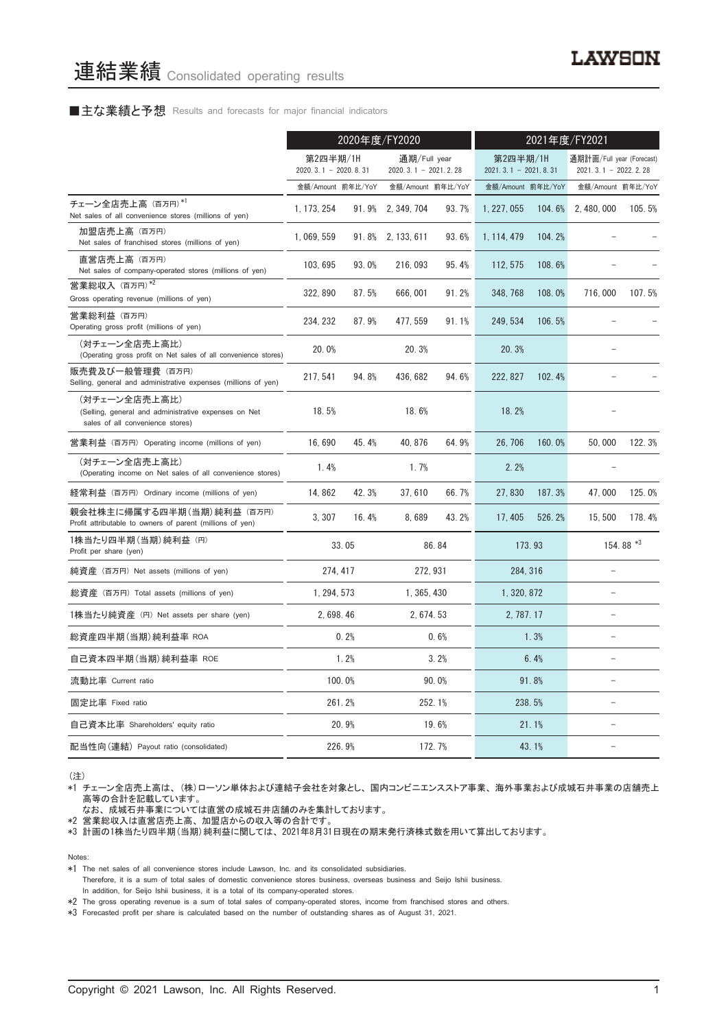# 連結業績 Consolidated operating results

## ■主な業績と予想 Results and forecasts for major financial indicators

| | 2020年度/FY2020 | | | | 2021年度/FY2021 | | | |
|---|---|---|---|---|---|---|---|---|
| | 第2四半期/1H 2020. 3. 1 － 2020. 8. 31 | | 通期/Full year 2020. 3. 1 － 2021. 2. 28 | | 第2四半期/1H 2021. 3. 1 － 2021. 8. 31 | | 通期計画/Full year (Forecast) 2021. 3. 1 － 2022. 2. 28 | |
| | 金額/Amount | 前年比/YoY | 金額/Amount | 前年比/YoY | 金額/Amount | 前年比/YoY | 金額/Amount | 前年比/YoY |
| チェーン全店売上高 (百万円) *1 Net sales of all convenience stores (millions of yen) | 1, 173, 254 | 91. 9% | 2, 349, 704 | 93. 7% | 1, 227, 055 | 104. 6% | 2, 480, 000 | 105. 5% |
| 加盟店売上高 (百万円) Net sales of franchised stores (millions of yen) | 1, 069, 559 | 91. 8% | 2, 133, 611 | 93. 6% | 1, 114, 479 | 104. 2% | － | － |
| 直営店売上高 (百万円) Net sales of company-operated stores (millions of yen) | 103, 695 | 93. 0% | 216, 093 | 95. 4% | 112, 575 | 108. 6% | － | － |
| 営業総収入 (百万円) *2 Gross operating revenue (millions of yen) | 322, 890 | 87. 5% | 666, 001 | 91. 2% | 348, 768 | 108. 0% | 716, 000 | 107. 5% |
| 営業総利益 (百万円) Operating gross profit (millions of yen) | 234, 232 | 87. 9% | 477, 559 | 91. 1% | 249, 534 | 106. 5% | － | － |
| (対チェーン全店売上高比) (Operating gross profit on Net sales of all convenience stores) | 20. 0% | | 20. 3% | | 20. 3% | | － | |
| 販売費及び一般管理費 (百万円) Selling, general and administrative expenses (millions of yen) | 217, 541 | 94. 8% | 436, 682 | 94. 6% | 222, 827 | 102. 4% | － | － |
| (対チェーン全店売上高比) (Selling, general and administrative expenses on Net sales of all convenience stores) | 18. 5% | | 18. 6% | | 18. 2% | | － | |
| 営業利益 (百万円) Operating income (millions of yen) | 16, 690 | 45. 4% | 40, 876 | 64. 9% | 26, 706 | 160. 0% | 50, 000 | 122. 3% |
| (対チェーン全店売上高比) (Operating income on Net sales of all convenience stores) | 1. 4% | | 1. 7% | | 2. 2% | | － | |
| 経常利益 (百万円) Ordinary income (millions of yen) | 14, 862 | 42. 3% | 37, 610 | 66. 7% | 27, 830 | 187. 3% | 47, 000 | 125. 0% |
| 親会社株主に帰属する四半期(当期)純利益 (百万円) Profit attributable to owners of parent (millions of yen) | 3, 307 | 16. 4% | 8, 689 | 43. 2% | 17, 405 | 526. 2% | 15, 500 | 178. 4% |
| 1株当たり四半期(当期)純利益 (円) Profit per share (yen) | 33. 05 | | 86. 84 | | 173. 93 | | 154. 88 *3 | |
| 純資産 (百万円) Net assets (millions of yen) | 274, 417 | | 272, 931 | | 284, 316 | | － | |
| 総資産 (百万円) Total assets (millions of yen) | 1, 294, 573 | | 1, 365, 430 | | 1, 320, 872 | | － | |
| 1株当たり純資産 (円) Net assets per share (yen) | 2, 698. 46 | | 2, 674. 53 | | 2, 787. 17 | | － | |
| 総資産四半期(当期)純利益率 ROA | 0. 2% | | 0. 6% | | 1. 3% | | － | |
| 自己資本四半期(当期)純利益率 ROE | 1. 2% | | 3. 2% | | 6. 4% | | － | |
| 流動比率 Current ratio | 100. 0% | | 90. 0% | | 91. 8% | | － | |
| 固定比率 Fixed ratio | 261. 2% | | 252. 1% | | 238. 5% | | － | |
| 自己資本比率 Shareholders' equity ratio | 20. 9% | | 19. 6% | | 21. 1% | | － | |
| 配当性向(連結) Payout ratio (consolidated) | 226. 9% | | 172. 7% | | 43. 1% | | － | |

(注)

*1 チェーン全店売上高は、(株)ローソン単体および連結子会社を対象とし、国内コンビニエンスストア事業、海外事業および成城石井事業の店舗売上高等の合計を記載しています。
なお、成城石井事業については直営の成城石井店舗のみを集計しております。

*2 営業総収入は直営店売上高、加盟店からの収入等の合計です。

*3 計画の1株当たり四半期(当期)純利益に関しては、2021年8月31日現在の期末発行済株式数を用いて算出しております。

Notes:

*1 The net sales of all convenience stores include Lawson, Inc. and its consolidated subsidiaries.
Therefore, it is a sum of total sales of domestic convenience stores business, overseas business and Seijo Ishii business.
In addition, for Seijo Ishii business, it is a total of its company-operated stores.

*2 The gross operating revenue is a sum of total sales of company-operated stores, income from franchised stores and others.

*3 Forecasted profit per share is calculated based on the number of outstanding shares as of August 31, 2021.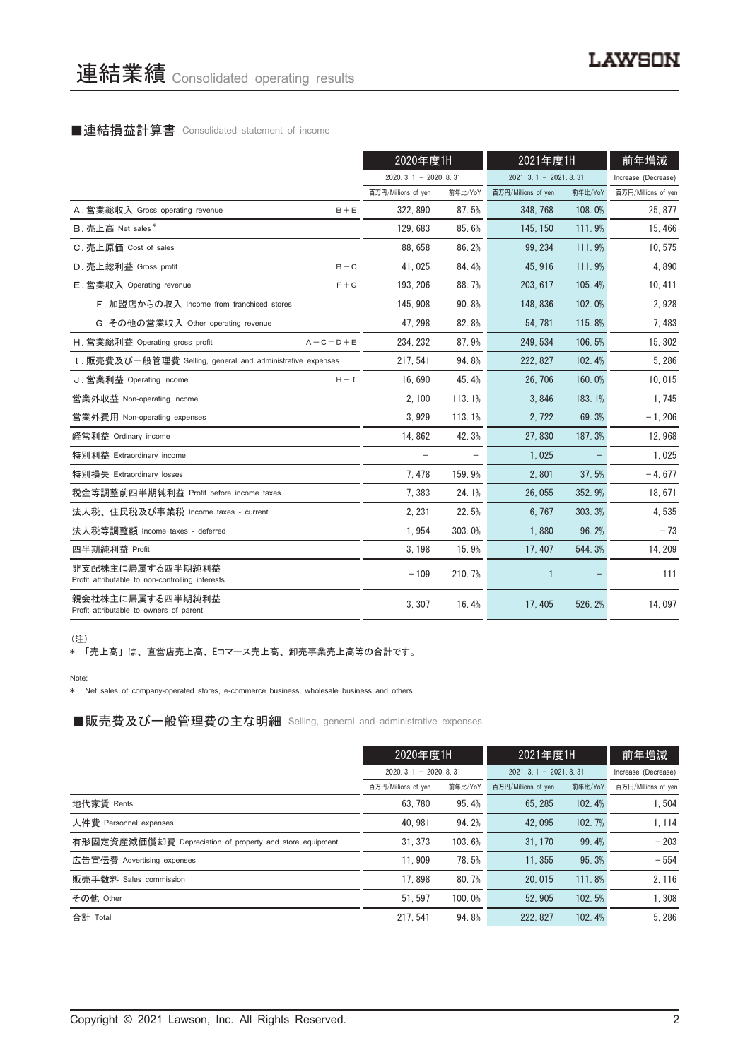# 連結業績 Consolidated operating results

## ■連結損益計算書 Consolidated statement of income

| | | 2020年度1H | | 2021年度1H | | 前年増減 |
|---|---|---|---|---|---|---|
| | | 2020. 3. 1 － 2020. 8. 31 | | 2021. 3. 1 － 2021. 8. 31 | | Increase (Decrease) |
| | | 百万円/Millions of yen | 前年比/YoY | 百万円/Millions of yen | 前年比/YoY | 百万円/Millions of yen |
| A. 営業総収入 Gross operating revenue | B＋E | 322, 890 | 87. 5% | 348, 768 | 108. 0% | 25, 877 |
| B. 売上高 Net sales * | | 129, 683 | 85. 6% | 145, 150 | 111. 9% | 15, 466 |
| C. 売上原価 Cost of sales | | 88, 658 | 86. 2% | 99, 234 | 111. 9% | 10, 575 |
| D. 売上総利益 Gross profit | B－C | 41, 025 | 84. 4% | 45, 916 | 111. 9% | 4, 890 |
| E. 営業収入 Operating revenue | F＋G | 193, 206 | 88. 7% | 203, 617 | 105. 4% | 10, 411 |
| F. 加盟店からの収入 Income from franchised stores | | 145, 908 | 90. 8% | 148, 836 | 102. 0% | 2, 928 |
| G. その他の営業収入 Other operating revenue | | 47, 298 | 82. 8% | 54, 781 | 115. 8% | 7, 483 |
| H. 営業総利益 Operating gross profit | A－C＝D＋E | 234, 232 | 87. 9% | 249, 534 | 106. 5% | 15, 302 |
| I. 販売費及び一般管理費 Selling, general and administrative expenses | | 217, 541 | 94. 8% | 222, 827 | 102. 4% | 5, 286 |
| J. 営業利益 Operating income | H－I | 16, 690 | 45. 4% | 26, 706 | 160. 0% | 10, 015 |
| 営業外収益 Non-operating income | | 2, 100 | 113. 1% | 3, 846 | 183. 1% | 1, 745 |
| 営業外費用 Non-operating expenses | | 3, 929 | 113. 1% | 2, 722 | 69. 3% | －1, 206 |
| 経常利益 Ordinary income | | 14, 862 | 42. 3% | 27, 830 | 187. 3% | 12, 968 |
| 特別利益 Extraordinary income | | － | － | 1, 025 | － | 1, 025 |
| 特別損失 Extraordinary losses | | 7, 478 | 159. 9% | 2, 801 | 37. 5% | －4, 677 |
| 税金等調整前四半期純利益 Profit before income taxes | | 7, 383 | 24. 1% | 26, 055 | 352. 9% | 18, 671 |
| 法人税、住民税及び事業税 Income taxes - current | | 2, 231 | 22. 5% | 6, 767 | 303. 3% | 4, 535 |
| 法人税等調整額 Income taxes - deferred | | 1, 954 | 303. 0% | 1, 880 | 96. 2% | －73 |
| 四半期純利益 Profit | | 3, 198 | 15. 9% | 17, 407 | 544. 3% | 14, 209 |
| 非支配株主に帰属する四半期純利益 Profit attributable to non-controlling interests | | －109 | 210. 7% | 1 | － | 111 |
| 親会社株主に帰属する四半期純利益 Profit attributable to owners of parent | | 3, 307 | 16. 4% | 17, 405 | 526. 2% | 14, 097 |

(注)
＊ 「売上高」は、直営店売上高、Eコマース売上高、卸売事業売上高等の合計です。

Note:
＊ Net sales of company-operated stores, e-commerce business, wholesale business and others.

## ■販売費及び一般管理費の主な明細 Selling, general and administrative expenses

| | 2020年度1H | | 2021年度1H | | 前年増減 |
|---|---|---|---|---|---|
| | 2020. 3. 1 － 2020. 8. 31 | | 2021. 3. 1 － 2021. 8. 31 | | Increase (Decrease) |
| | 百万円/Millions of yen | 前年比/YoY | 百万円/Millions of yen | 前年比/YoY | 百万円/Millions of yen |
| 地代家賃 Rents | 63, 780 | 95. 4% | 65, 285 | 102. 4% | 1, 504 |
| 人件費 Personnel expenses | 40, 981 | 94. 2% | 42, 095 | 102. 7% | 1, 114 |
| 有形固定資産減価償却費 Depreciation of property and store equipment | 31, 373 | 103. 6% | 31, 170 | 99. 4% | －203 |
| 広告宣伝費 Advertising expenses | 11, 909 | 78. 5% | 11, 355 | 95. 3% | －554 |
| 販売手数料 Sales commission | 17, 898 | 80. 7% | 20, 015 | 111. 8% | 2, 116 |
| その他 Other | 51, 597 | 100. 0% | 52, 905 | 102. 5% | 1, 308 |
| 合計 Total | 217, 541 | 94. 8% | 222, 827 | 102. 4% | 5, 286 |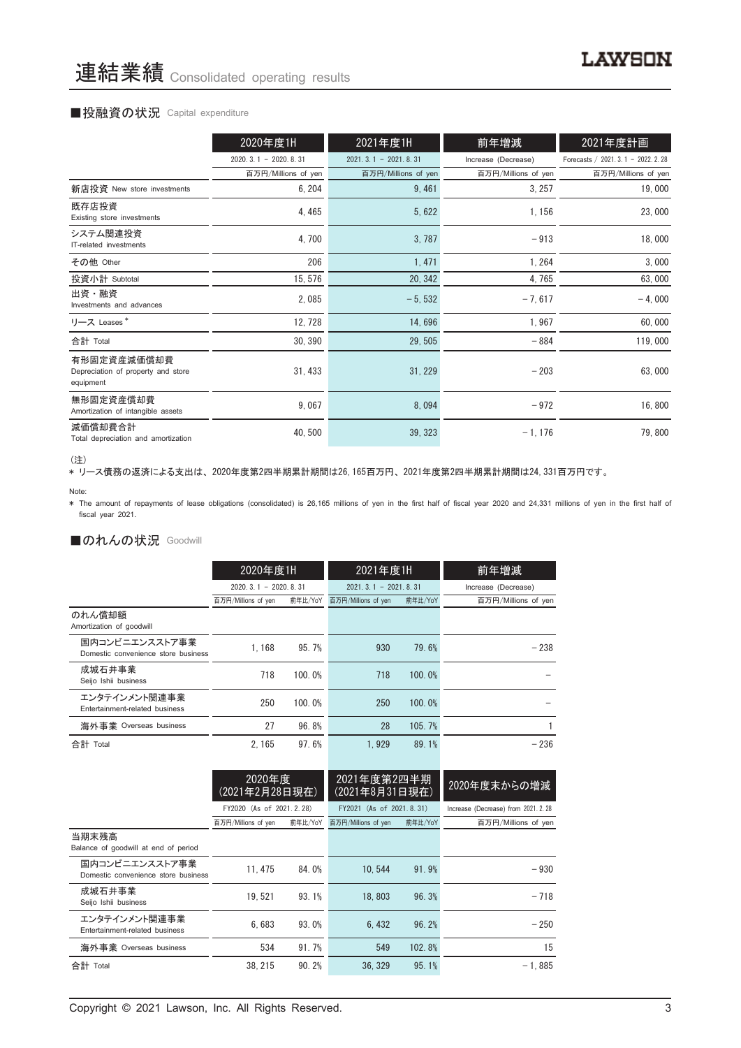# 連結業績 Consolidated operating results

## ■投融資の状況 Capital expenditure

| | 2020年度1H | 2021年度1H | 前年増減 | 2021年度計画 |
|---|---|---|---|---|
| | 2020. 3. 1 － 2020. 8. 31 | 2021. 3. 1 － 2021. 8. 31 | Increase (Decrease) | Forecasts / 2021. 3. 1 － 2022. 2. 28 |
| | 百万円/Millions of yen | 百万円/Millions of yen | 百万円/Millions of yen | 百万円/Millions of yen |
| 新店投資 New store investments | 6, 204 | 9, 461 | 3, 257 | 19, 000 |
| 既存店投資 Existing store investments | 4, 465 | 5, 622 | 1, 156 | 23, 000 |
| システム関連投資 IT-related investments | 4, 700 | 3, 787 | －913 | 18, 000 |
| その他 Other | 206 | 1, 471 | 1, 264 | 3, 000 |
| 投資小計 Subtotal | 15, 576 | 20, 342 | 4, 765 | 63, 000 |
| 出資・融資 Investments and advances | 2, 085 | －5, 532 | －7, 617 | －4, 000 |
| リース Leases * | 12, 728 | 14, 696 | 1, 967 | 60, 000 |
| 合計 Total | 30, 390 | 29, 505 | －884 | 119, 000 |
| 有形固定資産減価償却費 Depreciation of property and store equipment | 31, 433 | 31, 229 | －203 | 63, 000 |
| 無形固定資産償却費 Amortization of intangible assets | 9, 067 | 8, 094 | －972 | 16, 800 |
| 減価償却費合計 Total depreciation and amortization | 40, 500 | 39, 323 | －1, 176 | 79, 800 |

(注)

* リース債務の返済による支出は、2020年度第2四半期累計期間は26,165百万円、2021年度第2四半期累計期間は24,331百万円です。

Note:

* The amount of repayments of lease obligations (consolidated) is 26,165 millions of yen in the first half of fiscal year 2020 and 24,331 millions of yen in the first half of fiscal year 2021.

## ■のれんの状況 Goodwill

| | 2020年度1H | | 2021年度1H | | 前年増減 |
|---|---|---|---|---|---|
| | 2020. 3. 1 － 2020. 8. 31 | | 2021. 3. 1 － 2021. 8. 31 | | Increase (Decrease) |
| | 百万円/Millions of yen | 前年比/YoY | 百万円/Millions of yen | 前年比/YoY | 百万円/Millions of yen |
| のれん償却額 Amortization of goodwill | | | | | |
| 国内コンビニエンスストア事業 Domestic convenience store business | 1, 168 | 95. 7% | 930 | 79. 6% | －238 |
| 成城石井事業 Seijo Ishii business | 718 | 100. 0% | 718 | 100. 0% | － |
| エンタテインメント関連事業 Entertainment-related business | 250 | 100. 0% | 250 | 100. 0% | － |
| 海外事業 Overseas business | 27 | 96. 8% | 28 | 105. 7% | 1 |
| 合計 Total | 2, 165 | 97. 6% | 1, 929 | 89. 1% | －236 |

| | 2020年度 (2021年2月28日現在) | | 2021年度第2四半期 (2021年8月31日現在) | | 2020年度末からの増減 |
|---|---|---|---|---|---|
| | FY2020 (As of 2021. 2. 28) | | FY2021 (As of 2021. 8. 31) | | Increase (Decrease) from 2021. 2. 28 |
| | 百万円/Millions of yen | 前年比/YoY | 百万円/Millions of yen | 前年比/YoY | 百万円/Millions of yen |
| 当期末残高 Balance of goodwill at end of period | | | | | |
| 国内コンビニエンスストア事業 Domestic convenience store business | 11, 475 | 84. 0% | 10, 544 | 91. 9% | －930 |
| 成城石井事業 Seijo Ishii business | 19, 521 | 93. 1% | 18, 803 | 96. 3% | －718 |
| エンタテインメント関連事業 Entertainment-related business | 6, 683 | 93. 0% | 6, 432 | 96. 2% | －250 |
| 海外事業 Overseas business | 534 | 91. 7% | 549 | 102. 8% | 15 |
| 合計 Total | 38, 215 | 90. 2% | 36, 329 | 95. 1% | －1, 885 |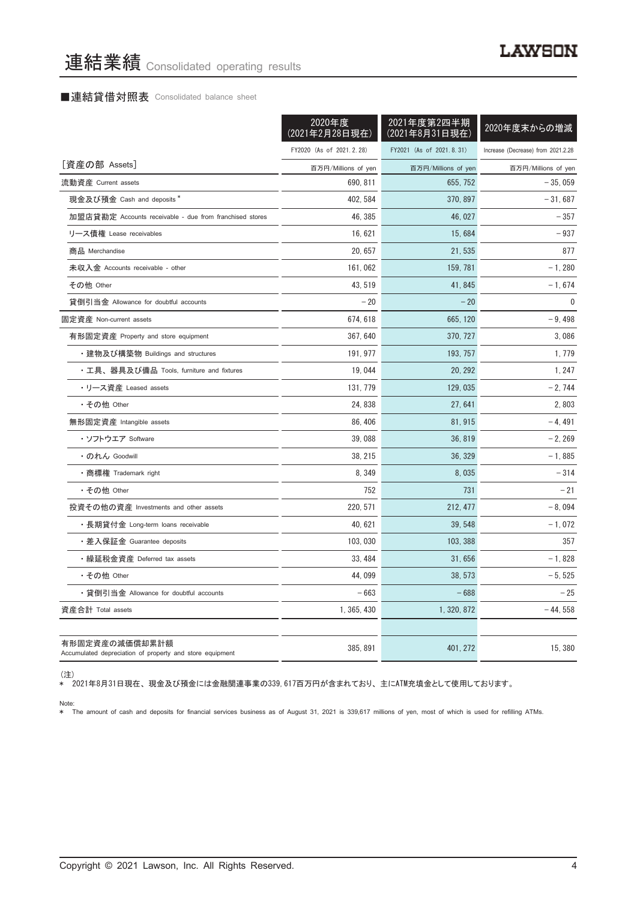# 連結業績 Consolidated operating results

## ■連結貸借対照表 Consolidated balance sheet

| | 2020年度（2021年2月28日現在） | 2021年度第2四半期（2021年8月31日現在） | 2020年度末からの増減 |
|---|---|---|---|
| | FY2020 (As of 2021.2.28) | FY2021 (As of 2021.8.31) | Increase (Decrease) from 2021.2.28 |
| ［資産の部 Assets］ | 百万円/Millions of yen | 百万円/Millions of yen | 百万円/Millions of yen |
| 流動資産 Current assets | 690,811 | 655,752 | −35,059 |
| 現金及び預金 Cash and deposits * | 402,584 | 370,897 | −31,687 |
| 加盟店貸勘定 Accounts receivable - due from franchised stores | 46,385 | 46,027 | −357 |
| リース債権 Lease receivables | 16,621 | 15,684 | −937 |
| 商品 Merchandise | 20,657 | 21,535 | 877 |
| 未収入金 Accounts receivable - other | 161,062 | 159,781 | −1,280 |
| その他 Other | 43,519 | 41,845 | −1,674 |
| 貸倒引当金 Allowance for doubtful accounts | −20 | −20 | 0 |
| 固定資産 Non-current assets | 674,618 | 665,120 | −9,498 |
| 有形固定資産 Property and store equipment | 367,640 | 370,727 | 3,086 |
| ・建物及び構築物 Buildings and structures | 191,977 | 193,757 | 1,779 |
| ・工具、器具及び備品 Tools, furniture and fixtures | 19,044 | 20,292 | 1,247 |
| ・リース資産 Leased assets | 131,779 | 129,035 | −2,744 |
| ・その他 Other | 24,838 | 27,641 | 2,803 |
| 無形固定資産 Intangible assets | 86,406 | 81,915 | −4,491 |
| ・ソフトウエア Software | 39,088 | 36,819 | −2,269 |
| ・のれん Goodwill | 38,215 | 36,329 | −1,885 |
| ・商標権 Trademark right | 8,349 | 8,035 | −314 |
| ・その他 Other | 752 | 731 | −21 |
| 投資その他の資産 Investments and other assets | 220,571 | 212,477 | −8,094 |
| ・長期貸付金 Long-term loans receivable | 40,621 | 39,548 | −1,072 |
| ・差入保証金 Guarantee deposits | 103,030 | 103,388 | 357 |
| ・繰延税金資産 Deferred tax assets | 33,484 | 31,656 | −1,828 |
| ・その他 Other | 44,099 | 38,573 | −5,525 |
| ・貸倒引当金 Allowance for doubtful accounts | −663 | −688 | −25 |
| 資産合計 Total assets | 1,365,430 | 1,320,872 | −44,558 |
| | | | |
| 有形固定資産の減価償却累計額 Accumulated depreciation of property and store equipment | 385,891 | 401,272 | 15,380 |

（注）
＊ 2021年8月31日現在、現金及び預金には金融関連事業の339,617百万円が含まれており、主にATM充填金として使用しております。

Note:
＊ The amount of cash and deposits for financial services business as of August 31, 2021 is 339,617 millions of yen, most of which is used for refilling ATMs.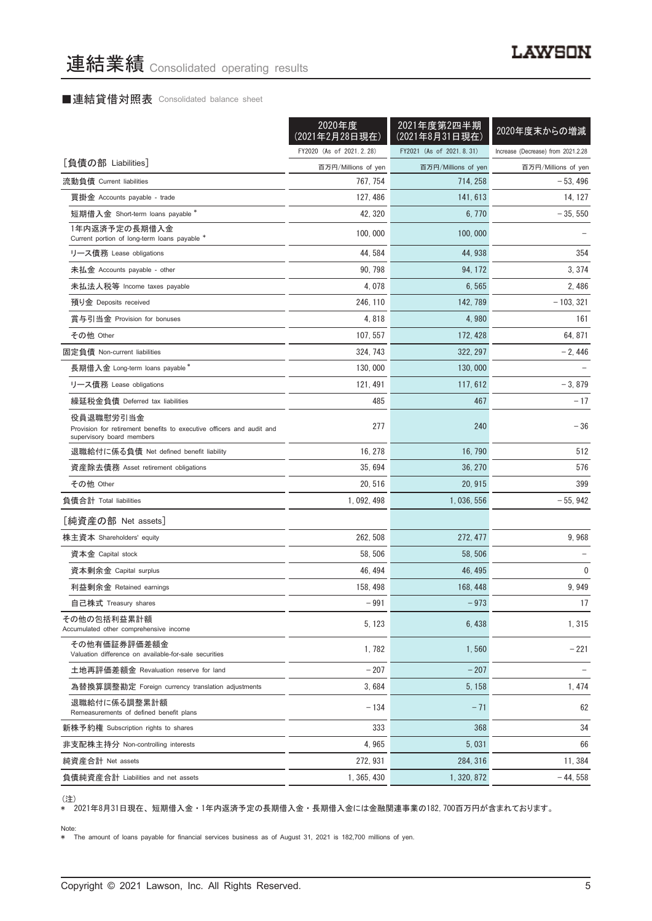# 連結業績 Consolidated operating results

## ■連結貸借対照表 Consolidated balance sheet

| | 2020年度（2021年2月28日現在）FY2020 (As of 2021.2.28) | 2021年度第2四半期（2021年8月31日現在）FY2021 (As of 2021.8.31) | 2020年度末からの増減 Increase (Decrease) from 2021.2.28 |
|---|---|---|---|
| ［負債の部 Liabilities］ | 百万円/Millions of yen | 百万円/Millions of yen | 百万円/Millions of yen |
| 流動負債 Current liabilities | 767,754 | 714,258 | －53,496 |
| 買掛金 Accounts payable - trade | 127,486 | 141,613 | 14,127 |
| 短期借入金 Short-term loans payable * | 42,320 | 6,770 | －35,550 |
| 1年内返済予定の長期借入金 Current portion of long-term loans payable * | 100,000 | 100,000 | － |
| リース債務 Lease obligations | 44,584 | 44,938 | 354 |
| 未払金 Accounts payable - other | 90,798 | 94,172 | 3,374 |
| 未払法人税等 Income taxes payable | 4,078 | 6,565 | 2,486 |
| 預り金 Deposits received | 246,110 | 142,789 | －103,321 |
| 賞与引当金 Provision for bonuses | 4,818 | 4,980 | 161 |
| その他 Other | 107,557 | 172,428 | 64,871 |
| 固定負債 Non-current liabilities | 324,743 | 322,297 | －2,446 |
| 長期借入金 Long-term loans payable * | 130,000 | 130,000 | － |
| リース債務 Lease obligations | 121,491 | 117,612 | －3,879 |
| 繰延税金負債 Deferred tax liabilities | 485 | 467 | －17 |
| 役員退職慰労引当金 Provision for retirement benefits to executive officers and audit and supervisory board members | 277 | 240 | －36 |
| 退職給付に係る負債 Net defined benefit liability | 16,278 | 16,790 | 512 |
| 資産除去債務 Asset retirement obligations | 35,694 | 36,270 | 576 |
| その他 Other | 20,516 | 20,915 | 399 |
| 負債合計 Total liabilities | 1,092,498 | 1,036,556 | －55,942 |
| ［純資産の部 Net assets］ | | | |
| 株主資本 Shareholders' equity | 262,508 | 272,477 | 9,968 |
| 資本金 Capital stock | 58,506 | 58,506 | － |
| 資本剰余金 Capital surplus | 46,494 | 46,495 | 0 |
| 利益剰余金 Retained earnings | 158,498 | 168,448 | 9,949 |
| 自己株式 Treasury shares | －991 | －973 | 17 |
| その他の包括利益累計額 Accumulated other comprehensive income | 5,123 | 6,438 | 1,315 |
| その他有価証券評価差額金 Valuation difference on available-for-sale securities | 1,782 | 1,560 | －221 |
| 土地再評価差額金 Revaluation reserve for land | －207 | －207 | － |
| 為替換算調整勘定 Foreign currency translation adjustments | 3,684 | 5,158 | 1,474 |
| 退職給付に係る調整累計額 Remeasurements of defined benefit plans | －134 | －71 | 62 |
| 新株予約権 Subscription rights to shares | 333 | 368 | 34 |
| 非支配株主持分 Non-controlling interests | 4,965 | 5,031 | 66 |
| 純資産合計 Net assets | 272,931 | 284,316 | 11,384 |
| 負債純資産合計 Liabilities and net assets | 1,365,430 | 1,320,872 | －44,558 |

（注）
＊ 2021年8月31日現在、短期借入金・1年内返済予定の長期借入金・長期借入金には金融関連事業の182,700百万円が含まれております。

Note:
＊ The amount of loans payable for financial services business as of August 31, 2021 is 182,700 millions of yen.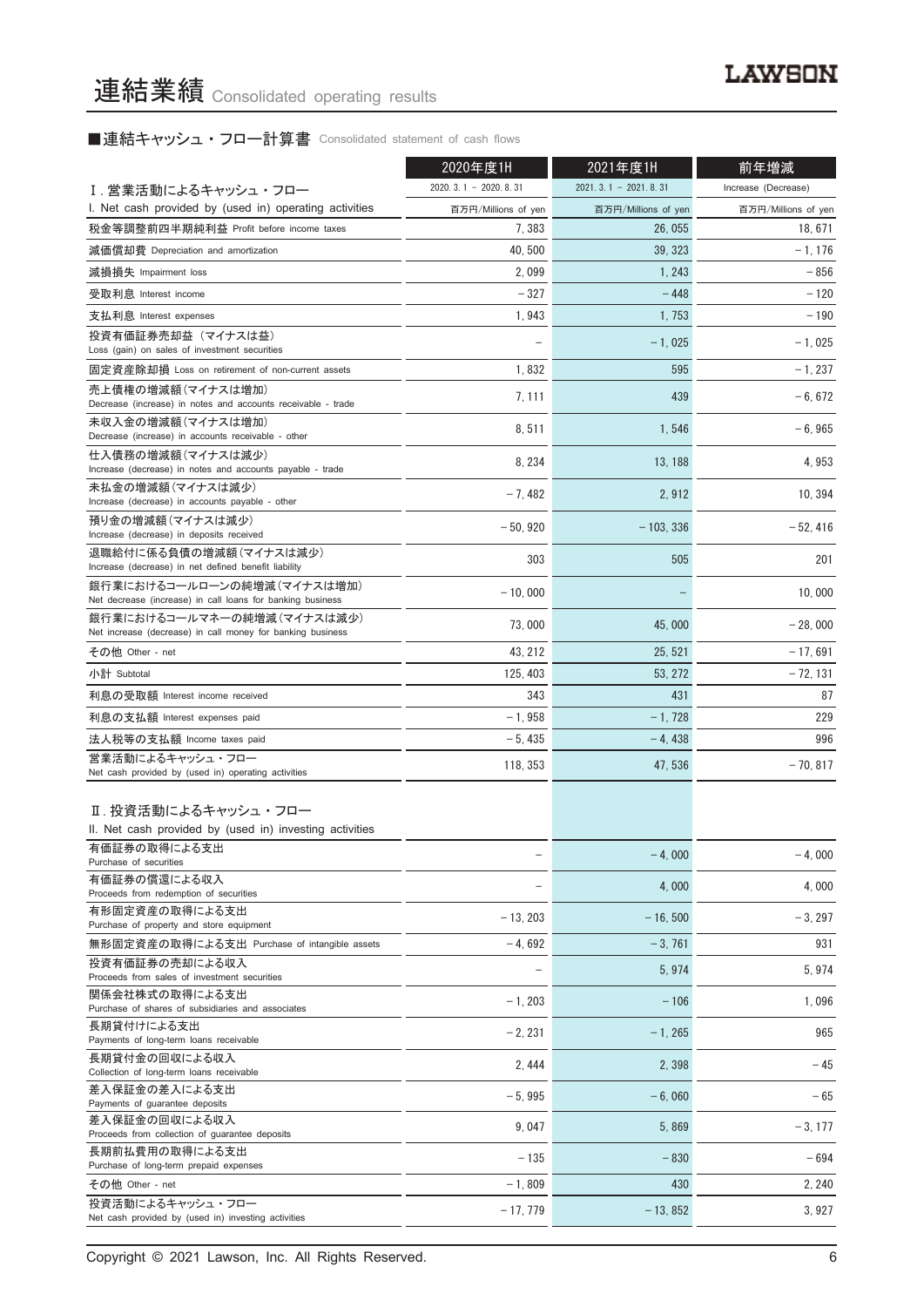# 連結業績 Consolidated operating results

## ■連結キャッシュ・フロー計算書 Consolidated statement of cash flows

| | 2020年度1H | 2021年度1H | 前年増減 |
|---|---|---|---|
| | 2020. 3. 1 – 2020. 8. 31 | 2021. 3. 1 – 2021. 8. 31 | Increase (Decrease) |
| Ⅰ. 営業活動によるキャッシュ・フロー I. Net cash provided by (used in) operating activities | 百万円/Millions of yen | 百万円/Millions of yen | 百万円/Millions of yen |
| 税金等調整前四半期純利益 Profit before income taxes | 7, 383 | 26, 055 | 18, 671 |
| 減価償却費 Depreciation and amortization | 40, 500 | 39, 323 | – 1, 176 |
| 減損損失 Impairment loss | 2, 099 | 1, 243 | – 856 |
| 受取利息 Interest income | – 327 | – 448 | – 120 |
| 支払利息 Interest expenses | 1, 943 | 1, 753 | – 190 |
| 投資有価証券売却益（マイナスは益） Loss (gain) on sales of investment securities | – | – 1, 025 | – 1, 025 |
| 固定資産除却損 Loss on retirement of non-current assets | 1, 832 | 595 | – 1, 237 |
| 売上債権の増減額（マイナスは増加） Decrease (increase) in notes and accounts receivable - trade | 7, 111 | 439 | – 6, 672 |
| 未収入金の増減額（マイナスは増加） Decrease (increase) in accounts receivable - other | 8, 511 | 1, 546 | – 6, 965 |
| 仕入債務の増減額（マイナスは減少） Increase (decrease) in notes and accounts payable - trade | 8, 234 | 13, 188 | 4, 953 |
| 未払金の増減額（マイナスは減少） Increase (decrease) in accounts payable - other | – 7, 482 | 2, 912 | 10, 394 |
| 預り金の増減額（マイナスは減少） Increase (decrease) in deposits received | – 50, 920 | – 103, 336 | – 52, 416 |
| 退職給付に係る負債の増減額（マイナスは減少） Increase (decrease) in net defined benefit liability | 303 | 505 | 201 |
| 銀行業におけるコールローンの純増減（マイナスは増加） Net decrease (increase) in call loans for banking business | – 10, 000 | – | 10, 000 |
| 銀行業におけるコールマネーの純増減（マイナスは減少） Net increase (decrease) in call money for banking business | 73, 000 | 45, 000 | – 28, 000 |
| その他 Other - net | 43, 212 | 25, 521 | – 17, 691 |
| 小計 Subtotal | 125, 403 | 53, 272 | – 72, 131 |
| 利息の受取額 Interest income received | 343 | 431 | 87 |
| 利息の支払額 Interest expenses paid | – 1, 958 | – 1, 728 | 229 |
| 法人税等の支払額 Income taxes paid | – 5, 435 | – 4, 438 | 996 |
| 営業活動によるキャッシュ・フロー Net cash provided by (used in) operating activities | 118, 353 | 47, 536 | – 70, 817 |
| Ⅱ. 投資活動によるキャッシュ・フロー II. Net cash provided by (used in) investing activities | | | |
| 有価証券の取得による支出 Purchase of securities | – | – 4, 000 | – 4, 000 |
| 有価証券の償還による収入 Proceeds from redemption of securities | – | 4, 000 | 4, 000 |
| 有形固定資産の取得による支出 Purchase of property and store equipment | – 13, 203 | – 16, 500 | – 3, 297 |
| 無形固定資産の取得による支出 Purchase of intangible assets | – 4, 692 | – 3, 761 | 931 |
| 投資有価証券の売却による収入 Proceeds from sales of investment securities | – | 5, 974 | 5, 974 |
| 関係会社株式の取得による支出 Purchase of shares of subsidiaries and associates | – 1, 203 | – 106 | 1, 096 |
| 長期貸付けによる支出 Payments of long-term loans receivable | – 2, 231 | – 1, 265 | 965 |
| 長期貸付金の回収による収入 Collection of long-term loans receivable | 2, 444 | 2, 398 | – 45 |
| 差入保証金の差入による支出 Payments of guarantee deposits | – 5, 995 | – 6, 060 | – 65 |
| 差入保証金の回収による収入 Proceeds from collection of guarantee deposits | 9, 047 | 5, 869 | – 3, 177 |
| 長期前払費用の取得による支出 Purchase of long-term prepaid expenses | – 135 | – 830 | – 694 |
| その他 Other - net | – 1, 809 | 430 | 2, 240 |
| 投資活動によるキャッシュ・フロー Net cash provided by (used in) investing activities | – 17, 779 | – 13, 852 | 3, 927 |

Copyright © 2021 Lawson, Inc. All Rights Reserved.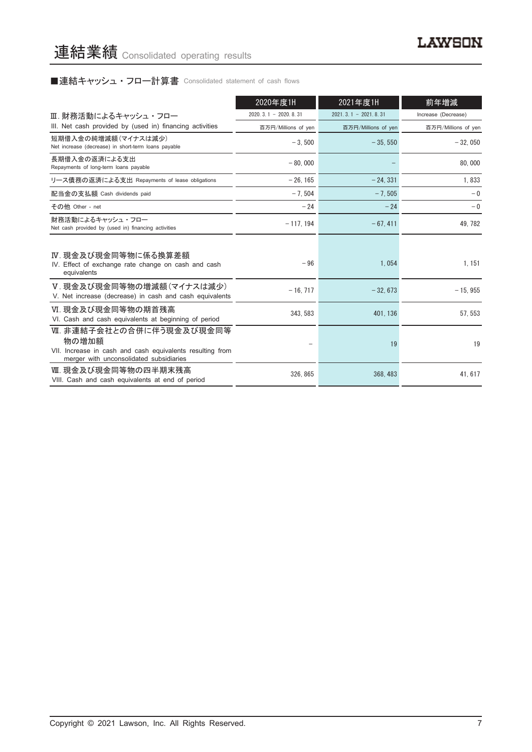# 連結業績 Consolidated operating results

■連結キャッシュ・フロー計算書 Consolidated statement of cash flows

| | 2020年度1H | 2021年度1H | 前年増減 |
|---|---|---|---|
| Ⅲ. 財務活動によるキャッシュ・フロー<br>III. Net cash provided by (used in) financing activities | 2020. 3. 1 – 2020. 8. 31<br>百万円/Millions of yen | 2021. 3. 1 – 2021. 8. 31<br>百万円/Millions of yen | Increase (Decrease)<br>百万円/Millions of yen |
| 短期借入金の純増減額(マイナスは減少)<br>Net increase (decrease) in short-term loans payable | – 3, 500 | – 35, 550 | – 32, 050 |
| 長期借入金の返済による支出<br>Repayments of long-term loans payable | – 80, 000 | – | 80, 000 |
| リース債務の返済による支出 Repayments of lease obligations | – 26, 165 | – 24, 331 | 1, 833 |
| 配当金の支払額 Cash dividends paid | – 7, 504 | – 7, 505 | – 0 |
| その他 Other - net | – 24 | – 24 | – 0 |
| 財務活動によるキャッシュ・フロー<br>Net cash provided by (used in) financing activities | – 117, 194 | – 67, 411 | 49, 782 |
| Ⅳ. 現金及び現金同等物に係る換算差額<br>IV. Effect of exchange rate change on cash and cash equivalents | – 96 | 1, 054 | 1, 151 |
| Ⅴ. 現金及び現金同等物の増減額(マイナスは減少)<br>V. Net increase (decrease) in cash and cash equivalents | – 16, 717 | – 32, 673 | – 15, 955 |
| Ⅵ. 現金及び現金同等物の期首残高<br>VI. Cash and cash equivalents at beginning of period | 343, 583 | 401, 136 | 57, 553 |
| Ⅶ. 非連結子会社との合併に伴う現金及び現金同等物の増加額<br>VII. Increase in cash and cash equivalents resulting from merger with unconsolidated subsidiaries | – | 19 | 19 |
| Ⅷ. 現金及び現金同等物の四半期末残高<br>VIII. Cash and cash equivalents at end of period | 326, 865 | 368, 483 | 41, 617 |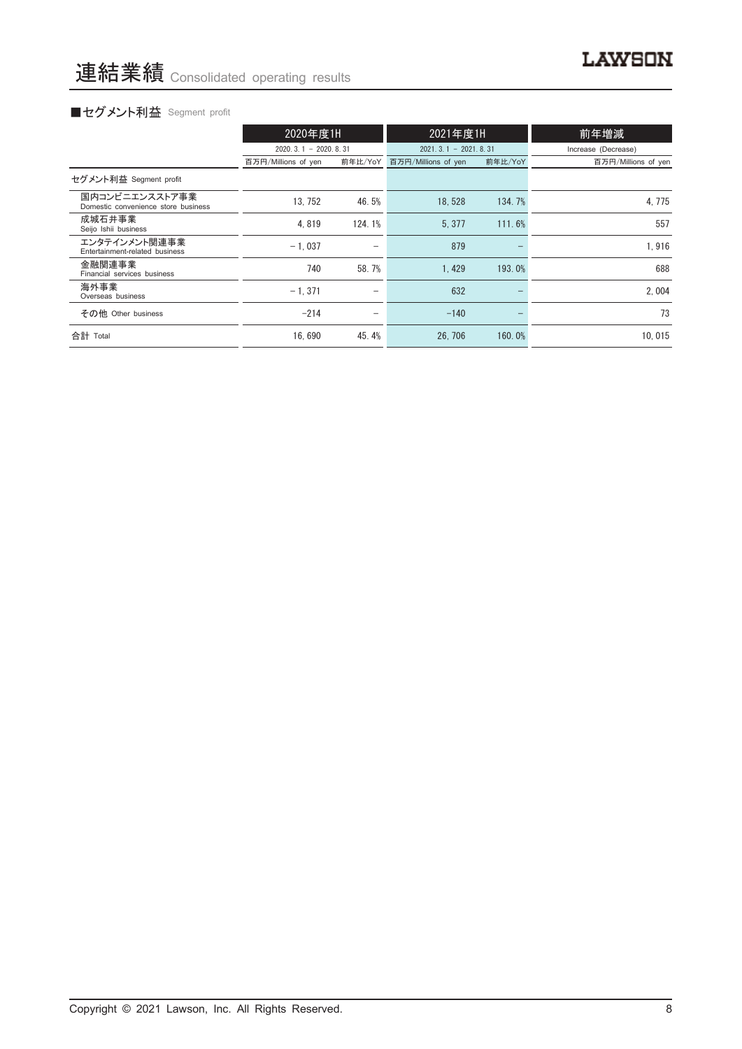# 連結業績 Consolidated operating results

## ■セグメント利益 Segment profit

| | 2020年度1H | | 2021年度1H | | 前年増減 |
|---|---|---|---|---|---|
| | 2020. 3. 1 – 2020. 8. 31 | | 2021. 3. 1 – 2021. 8. 31 | | Increase (Decrease) |
| | 百万円/Millions of yen | 前年比/YoY | 百万円/Millions of yen | 前年比/YoY | 百万円/Millions of yen |
| セグメント利益 Segment profit | | | | | |
| 国内コンビニエンスストア事業 Domestic convenience store business | 13, 752 | 46. 5% | 18, 528 | 134. 7% | 4, 775 |
| 成城石井事業 Seijo Ishii business | 4, 819 | 124. 1% | 5, 377 | 111. 6% | 557 |
| エンタテインメント関連事業 Entertainment-related business | －1, 037 | － | 879 | － | 1, 916 |
| 金融関連事業 Financial services business | 740 | 58. 7% | 1, 429 | 193. 0% | 688 |
| 海外事業 Overseas business | －1, 371 | － | 632 | － | 2, 004 |
| その他 Other business | −214 | － | −140 | － | 73 |
| 合計 Total | 16, 690 | 45. 4% | 26, 706 | 160. 0% | 10, 015 |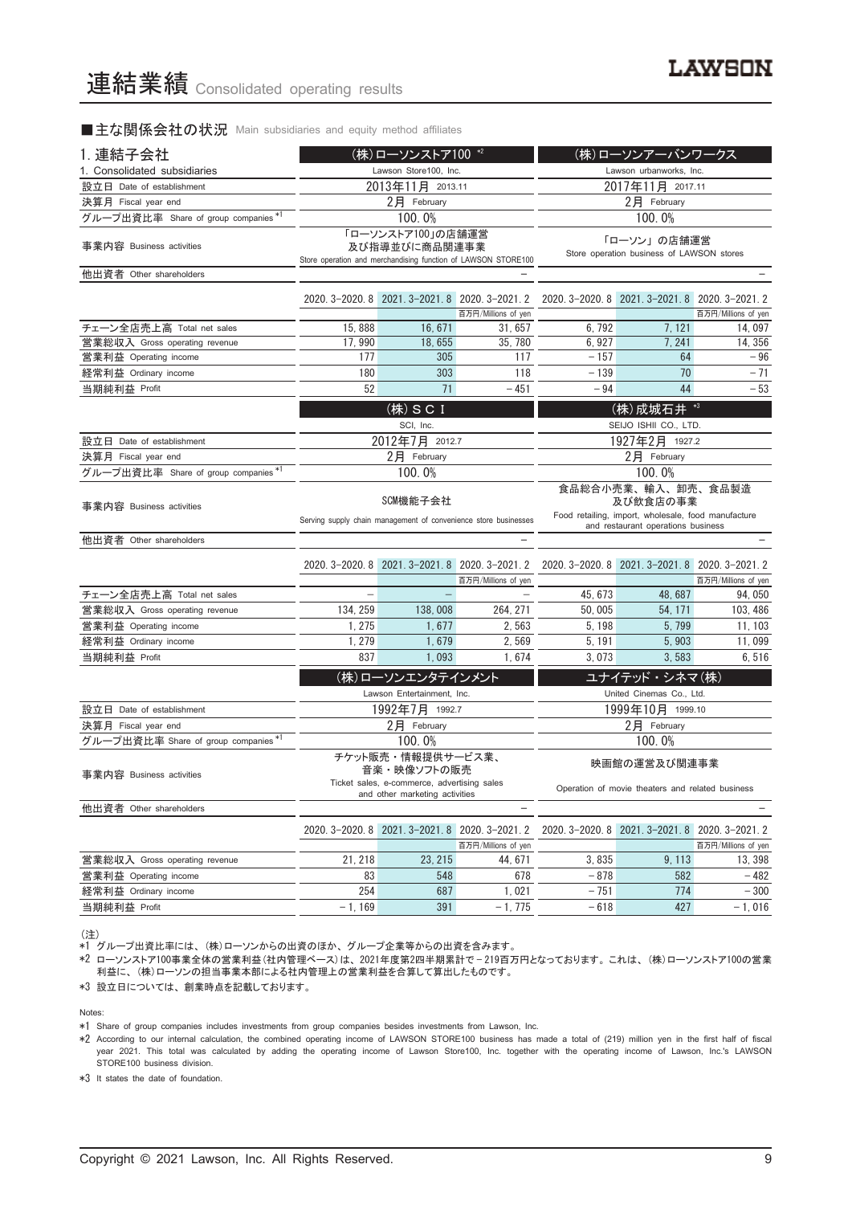# 連結業績 Consolidated operating results

■主な関係会社の状況 Main subsidiaries and equity method affiliates

## 1. 連結子会社 1. Consolidated subsidiaries

| | (株)ローソンストア100 *2 | | | (株)ローソンアーバンワークス | | |
|---|---|---|---|---|---|---|
| | Lawson Store100, Inc. | | | Lawson urbanworks, Inc. | | |
| 設立日 Date of establishment | 2013年11月 2013.11 | | | 2017年11月 2017.11 | | |
| 決算月 Fiscal year end | 2月 February | | | 2月 February | | |
| グループ出資比率 Share of group companies *1 | 100.0% | | | 100.0% | | |
| 事業内容 Business activities | 「ローソンストア100」の店舗運営及び指導並びに商品関連事業 Store operation and merchandising function of LAWSON STORE100 | | | 「ローソン」の店舗運営 Store operation business of LAWSON stores | | |
| 他出資者 Other shareholders | | | – | | | – |
| | 2020.3-2020.8 | 2021.3-2021.8 | 2020.3-2021.2 | 2020.3-2020.8 | 2021.3-2021.8 | 2020.3-2021.2 |
| | | | 百万円/Millions of yen | | | 百万円/Millions of yen |
| チェーン全店売上高 Total net sales | 15,888 | 16,671 | 31,657 | 6,792 | 7,121 | 14,097 |
| 営業総収入 Gross operating revenue | 17,990 | 18,655 | 35,780 | 6,927 | 7,241 | 14,356 |
| 営業利益 Operating income | 177 | 305 | 117 | −157 | 64 | −96 |
| 経常利益 Ordinary income | 180 | 303 | 118 | −139 | 70 | −71 |
| 当期純利益 Profit | 52 | 71 | −451 | −94 | 44 | −53 |

| | (株)SCI | | | (株)成城石井 *3 | | |
|---|---|---|---|---|---|---|
| | SCI, Inc. | | | SEIJO ISHII CO., LTD. | | |
| 設立日 Date of establishment | 2012年7月 2012.7 | | | 1927年2月 1927.2 | | |
| 決算月 Fiscal year end | 2月 February | | | 2月 February | | |
| グループ出資比率 Share of group companies *1 | 100.0% | | | 100.0% | | |
| 事業内容 Business activities | SCM機能子会社 Serving supply chain management of convenience store businesses | | | 食品総合小売業、輸入、卸売、食品製造及び飲食店の事業 Food retailing, import, wholesale, food manufacture and restaurant operations business | | |
| 他出資者 Other shareholders | | | – | | | – |
| | 2020.3-2020.8 | 2021.3-2021.8 | 2020.3-2021.2 | 2020.3-2020.8 | 2021.3-2021.8 | 2020.3-2021.2 |
| | | | 百万円/Millions of yen | | | 百万円/Millions of yen |
| チェーン全店売上高 Total net sales | – | – | – | 45,673 | 48,687 | 94,050 |
| 営業総収入 Gross operating revenue | 134,259 | 138,008 | 264,271 | 50,005 | 54,171 | 103,486 |
| 営業利益 Operating income | 1,275 | 1,677 | 2,563 | 5,198 | 5,799 | 11,103 |
| 経常利益 Ordinary income | 1,279 | 1,679 | 2,569 | 5,191 | 5,903 | 11,099 |
| 当期純利益 Profit | 837 | 1,093 | 1,674 | 3,073 | 3,583 | 6,516 |

| | (株)ローソンエンタテインメント | | | ユナイテッド・シネマ(株) | | |
|---|---|---|---|---|---|---|
| | Lawson Entertainment, Inc. | | | United Cinemas Co., Ltd. | | |
| 設立日 Date of establishment | 1992年7月 1992.7 | | | 1999年10月 1999.10 | | |
| 決算月 Fiscal year end | 2月 February | | | 2月 February | | |
| グループ出資比率 Share of group companies *1 | 100.0% | | | 100.0% | | |
| 事業内容 Business activities | チケット販売・情報提供サービス業、音楽・映像ソフトの販売 Ticket sales, e-commerce, advertising sales and other marketing activities | | | 映画館の運営及び関連事業 Operation of movie theaters and related business | | |
| 他出資者 Other shareholders | | | – | | | – |
| | 2020.3-2020.8 | 2021.3-2021.8 | 2020.3-2021.2 | 2020.3-2020.8 | 2021.3-2021.8 | 2020.3-2021.2 |
| | | | 百万円/Millions of yen | | | 百万円/Millions of yen |
| 営業総収入 Gross operating revenue | 21,218 | 23,215 | 44,671 | 3,835 | 9,113 | 13,398 |
| 営業利益 Operating income | 83 | 548 | 678 | −878 | 582 | −482 |
| 経常利益 Ordinary income | 254 | 687 | 1,021 | −751 | 774 | −300 |
| 当期純利益 Profit | −1,169 | 391 | −1,775 | −618 | 427 | −1,016 |

(注)

*1 グループ出資比率には、(株)ローソンからの出資のほか、グループ企業等からの出資を含みます。

*2 ローソンストア100事業全体の営業利益(社内管理ベース)は、2021年度第2四半期累計で－219百万円となっております。これは、(株)ローソンストア100の営業利益に、(株)ローソンの担当事業本部による社内管理上の営業利益を合算して算出したものです。

*3 設立日については、創業時点を記載しております。

Notes:

*1 Share of group companies includes investments from group companies besides investments from Lawson, Inc.

*2 According to our internal calculation, the combined operating income of LAWSON STORE100 business has made a total of (219) million yen in the first half of fiscal year 2021. This total was calculated by adding the operating income of Lawson Store100, Inc. together with the operating income of Lawson, Inc.'s LAWSON STORE100 business division.

*3 It states the date of foundation.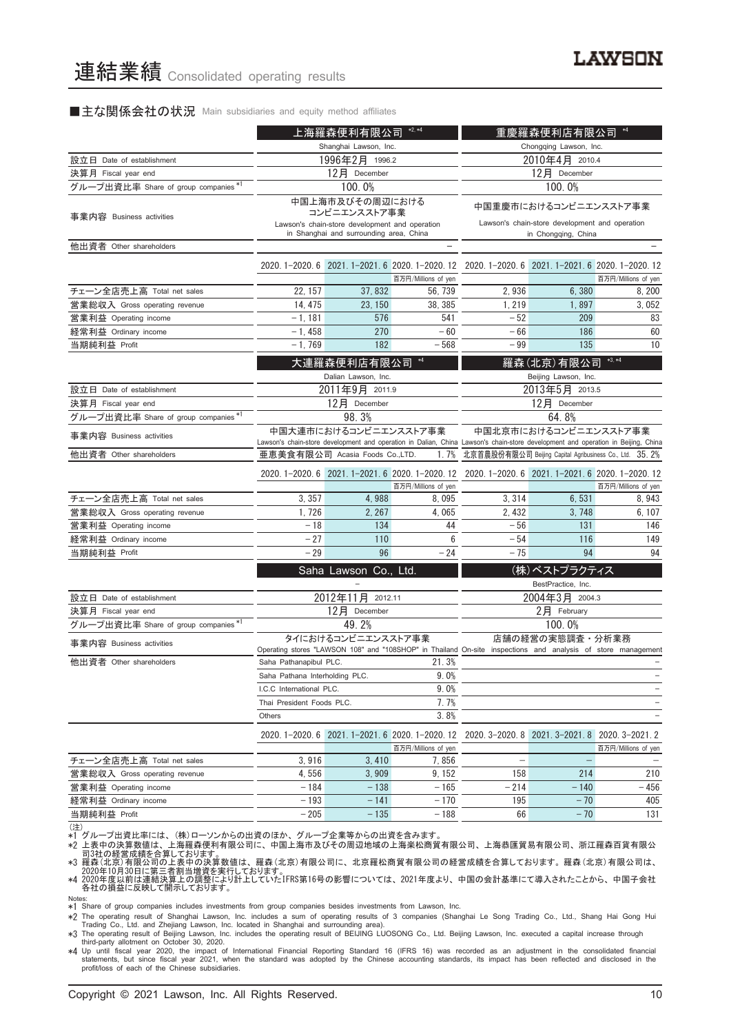# 連結業績 Consolidated operating results

## ■主な関係会社の状況 Main subsidiaries and equity method affiliates

| | 上海羅森便利有限公司 *2, *4 | | | 重慶羅森便利店有限公司 *4 | | |
|---|---|---|---|---|---|---|
| | Shanghai Lawson, Inc. | | | Chongqing Lawson, Inc. | | |
| 設立日 Date of establishment | 1996年2月 1996.2 | | | 2010年4月 2010.4 | | |
| 決算月 Fiscal year end | 12月 December | | | 12月 December | | |
| グループ出資比率 Share of group companies *1 | 100.0% | | | 100.0% | | |
| 事業内容 Business activities | 中国上海市及びその周辺における コンビニエンスストア事業 Lawson's chain-store development and operation in Shanghai and surrounding area, China | | | 中国重慶市におけるコンビニエンスストア事業 Lawson's chain-store development and operation in Chongqing, China | | |
| 他出資者 Other shareholders | | | – | | | – |
| | 2020.1-2020.6 | 2021.1-2021.6 | 2020.1-2020.12 | 2020.1-2020.6 | 2021.1-2021.6 | 2020.1-2020.12 |
| | | | 百万円/Millions of yen | | | 百万円/Millions of yen |
| チェーン全店売上高 Total net sales | 22,157 | 37,832 | 56,739 | 2,936 | 6,380 | 8,200 |
| 営業総収入 Gross operating revenue | 14,475 | 23,150 | 38,385 | 1,219 | 1,897 | 3,052 |
| 営業利益 Operating income | −1,181 | 576 | 541 | −52 | 209 | 83 |
| 経常利益 Ordinary income | −1,458 | 270 | −60 | −66 | 186 | 60 |
| 当期純利益 Profit | −1,769 | 182 | −568 | −99 | 135 | 10 |

| | 大連羅森便利店有限公司 *4 | | | 羅森(北京)有限公司 *3, *4 | | |
|---|---|---|---|---|---|---|
| | Dalian Lawson, Inc. | | | Beijing Lawson, Inc. | | |
| 設立日 Date of establishment | 2011年9月 2011.9 | | | 2013年5月 2013.5 | | |
| 決算月 Fiscal year end | 12月 December | | | 12月 December | | |
| グループ出資比率 Share of group companies *1 | 98.3% | | | 64.8% | | |
| 事業内容 Business activities | 中国大連市におけるコンビニエンスストア事業 Lawson's chain-store development and operation in Dalian, China | | | 中国北京市におけるコンビニエンスストア事業 Lawson's chain-store development and operation in Beijing, China | | |
| 他出資者 Other shareholders | 亜恵美食有限公司 Acasia Foods Co.,LTD. | | 1.7% | 北京首農股份有限公司 Beijing Capital Agribusiness Co., Ltd. | | 35.2% |
| | 2020.1-2020.6 | 2021.1-2021.6 | 2020.1-2020.12 | 2020.1-2020.6 | 2021.1-2021.6 | 2020.1-2020.12 |
| | | | 百万円/Millions of yen | | | 百万円/Millions of yen |
| チェーン全店売上高 Total net sales | 3,357 | 4,988 | 8,095 | 3,314 | 6,531 | 8,943 |
| 営業総収入 Gross operating revenue | 1,726 | 2,267 | 4,065 | 2,432 | 3,748 | 6,107 |
| 営業利益 Operating income | −18 | 134 | 44 | −56 | 131 | 146 |
| 経常利益 Ordinary income | −27 | 110 | 6 | −54 | 116 | 149 |
| 当期純利益 Profit | −29 | 96 | −24 | −75 | 94 | 94 |

| | Saha Lawson Co., Ltd. | | | (株)ベストプラクティス | | |
|---|---|---|---|---|---|---|
| | – | | | BestPractice, Inc. | | |
| 設立日 Date of establishment | 2012年11月 2012.11 | | | 2004年3月 2004.3 | | |
| 決算月 Fiscal year end | 12月 December | | | 2月 February | | |
| グループ出資比率 Share of group companies *1 | 49.2% | | | 100.0% | | |
| 事業内容 Business activities | タイにおけるコンビニエンスストア事業 Operating stores "LAWSON 108" and "108SHOP" in Thailand | | | 店舗の経営の実態調査・分析業務 On-site inspections and analysis of store management | | |
| 他出資者 Other shareholders | Saha Pathanapibul PLC. | | 21.3% | | | – |
| | Saha Pathana Interholding PLC. | | 9.0% | | | – |
| | I.C.C International PLC. | | 9.0% | | | – |
| | Thai President Foods PLC. | | 7.7% | | | – |
| | Others | | 3.8% | | | – |
| | 2020.1-2020.6 | 2021.1-2021.6 | 2020.1-2020.12 | 2020.3-2020.8 | 2021.3-2021.8 | 2020.3-2021.2 |
| | | | 百万円/Millions of yen | | | 百万円/Millions of yen |
| チェーン全店売上高 Total net sales | 3,916 | 3,410 | 7,856 | – | – | – |
| 営業総収入 Gross operating revenue | 4,556 | 3,909 | 9,152 | 158 | 214 | 210 |
| 営業利益 Operating income | −184 | −138 | −165 | −214 | −140 | −456 |
| 経常利益 Ordinary income | −193 | −141 | −170 | 195 | −70 | 405 |
| 当期純利益 Profit | −205 | −135 | −188 | 66 | −70 | 131 |

(注)
*1 グループ出資比率には、(株)ローソンからの出資のほか、グループ企業等からの出資を含みます。
*2 上表中の決算数値は、上海羅森便利有限公司に、中国上海市及びその周辺地域の上海楽松商貿有限公司、上海恭匯貿易有限公司、浙江羅森百貨有限公司3社の経営成績を合算しております。
*3 羅森(北京)有限公司の上表中の決算数値は、羅森(北京)有限公司に、北京羅松商貿有限公司の経営成績を合算しております。羅森(北京)有限公司は、2020年10月30日に第三者割当増資を実行しております。
*4 2020年度以前は連結決算上の調整により計上していたIFRS第16号の影響については、2021年度より、中国の会計基準にて導入されたことから、中国子会社各社の損益に反映して開示しております。

Notes:
*1 Share of group companies includes investments from group companies besides investments from Lawson, Inc.
*2 The operating result of Shanghai Lawson, Inc. includes a sum of operating results of 3 companies (Shanghai Le Song Trading Co., Ltd., Shang Hai Gong Hui Trading Co., Ltd. and Zhejiang Lawson, Inc. located in Shanghai and surrounding area).
*3 The operating result of Beijing Lawson, Inc. includes the operating result of BEIJING LUOSONG Co., Ltd. Beijing Lawson, Inc. executed a capital increase through third-party allotment on October 30, 2020.
*4 Up until fiscal year 2020, the impact of International Financial Reporting Standard 16 (IFRS 16) was recorded as an adjustment in the consolidated financial statements, but since fiscal year 2021, when the standard was adopted by the Chinese accounting standards, its impact has been reflected and disclosed in the profit/loss of each of the Chinese subsidiaries.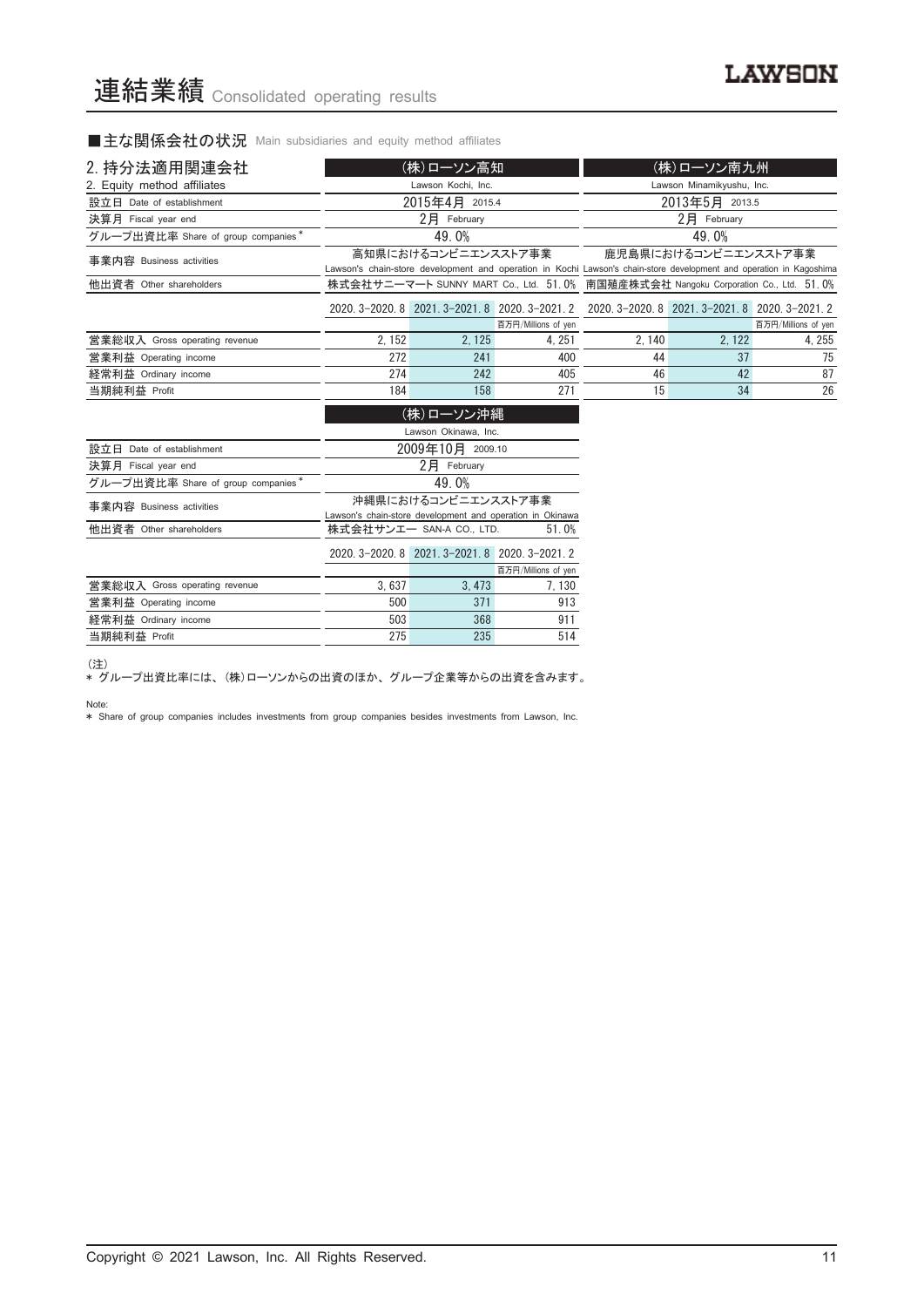# 連結業績 Consolidated operating results

## ■主な関係会社の状況 Main subsidiaries and equity method affiliates

| 2. 持分法適用関連会社<br>2. Equity method affiliates | (株)ローソン高知<br>Lawson Kochi, Inc. | | | (株)ローソン南九州<br>Lawson Minamikyushu, Inc. | | |
|---|---|---|---|---|---|---|
| 設立日 Date of establishment | 2015年4月 2015.4 | | | 2013年5月 2013.5 | | |
| 決算月 Fiscal year end | 2月 February | | | 2月 February | | |
| グループ出資比率 Share of group companies* | 49.0% | | | 49.0% | | |
| 事業内容 Business activities | 高知県におけるコンビニエンスストア事業<br>Lawson's chain-store development and operation in Kochi | | | 鹿児島県におけるコンビニエンスストア事業<br>Lawson's chain-store development and operation in Kagoshima | | |
| 他出資者 Other shareholders | 株式会社サニーマート SUNNY MART Co., Ltd. 51.0% | | | 南国殖産株式会社 Nangoku Corporation Co., Ltd. 51.0% | | |
| | 2020. 3–2020. 8 | 2021. 3–2021. 8 | 2020. 3–2021. 2<br>百万円/Millions of yen | 2020. 3–2020. 8 | 2021. 3–2021. 8 | 2020. 3–2021. 2<br>百万円/Millions of yen |
| 営業総収入 Gross operating revenue | 2, 152 | 2, 125 | 4, 251 | 2, 140 | 2, 122 | 4, 255 |
| 営業利益 Operating income | 272 | 241 | 400 | 44 | 37 | 75 |
| 経常利益 Ordinary income | 274 | 242 | 405 | 46 | 42 | 87 |
| 当期純利益 Profit | 184 | 158 | 271 | 15 | 34 | 26 |

| | (株)ローソン沖縄<br>Lawson Okinawa, Inc. | | |
|---|---|---|---|
| 設立日 Date of establishment | 2009年10月 2009.10 | | |
| 決算月 Fiscal year end | 2月 February | | |
| グループ出資比率 Share of group companies* | 49.0% | | |
| 事業内容 Business activities | 沖縄県におけるコンビニエンスストア事業<br>Lawson's chain-store development and operation in Okinawa | | |
| 他出資者 Other shareholders | 株式会社サンエー SAN-A CO., LTD. 51.0% | | |
| | 2020. 3–2020. 8 | 2021. 3–2021. 8 | 2020. 3–2021. 2<br>百万円/Millions of yen |
| 営業総収入 Gross operating revenue | 3, 637 | 3, 473 | 7, 130 |
| 営業利益 Operating income | 500 | 371 | 913 |
| 経常利益 Ordinary income | 503 | 368 | 911 |
| 当期純利益 Profit | 275 | 235 | 514 |

(注)
* グループ出資比率には、(株)ローソンからの出資のほか、グループ企業等からの出資を含みます。

Note:
* Share of group companies includes investments from group companies besides investments from Lawson, Inc.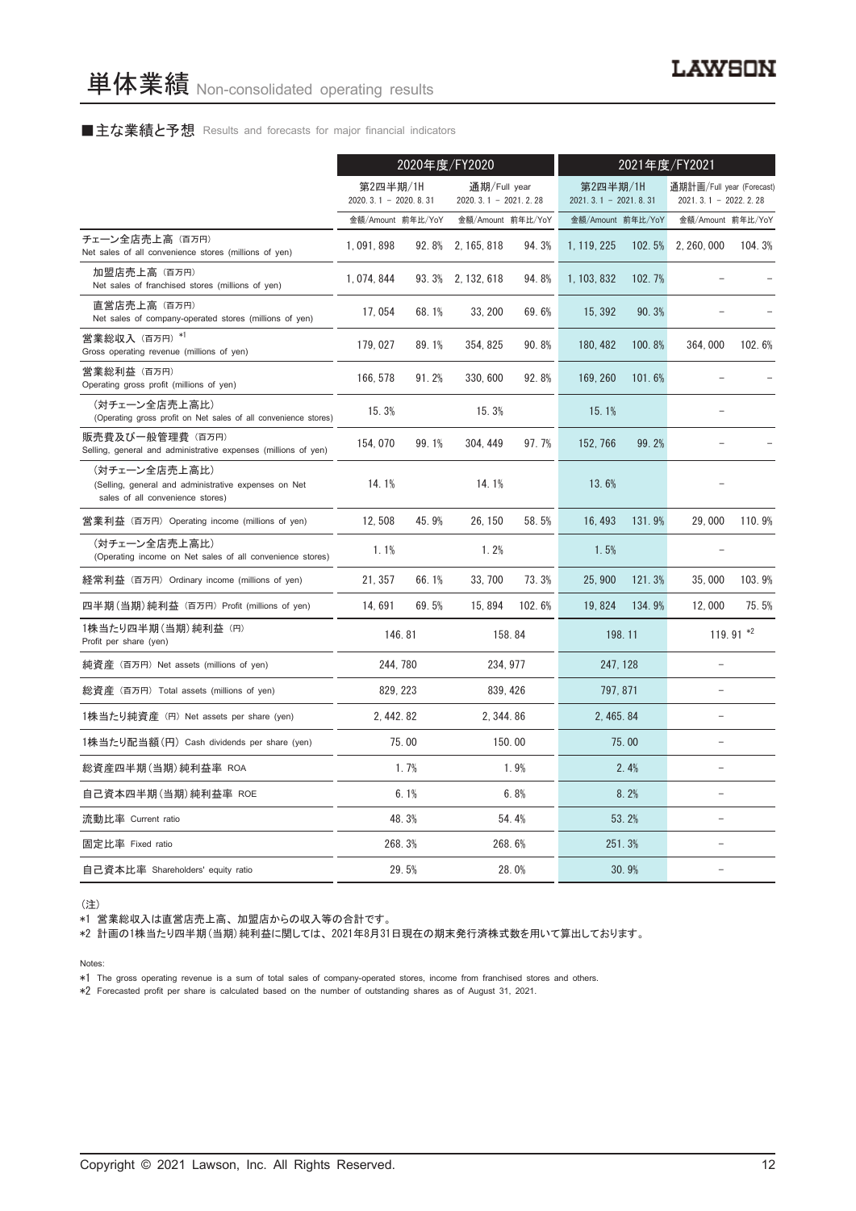# 単体業績 Non-consolidated operating results

## ■主な業績と予想 Results and forecasts for major financial indicators

| | 2020年度/FY2020 | | | | 2021年度/FY2021 | | | |
|---|---|---|---|---|---|---|---|---|
| | 第2四半期/1H 2020. 3. 1 - 2020. 8. 31 | | 通期/Full year 2020. 3. 1 - 2021. 2. 28 | | 第2四半期/1H 2021. 3. 1 - 2021. 8. 31 | | 通期計画/Full year (Forecast) 2021. 3. 1 - 2022. 2. 28 | |
| | 金額/Amount | 前年比/YoY | 金額/Amount | 前年比/YoY | 金額/Amount | 前年比/YoY | 金額/Amount | 前年比/YoY |
| チェーン全店売上高 (百万円) Net sales of all convenience stores (millions of yen) | 1, 091, 898 | 92. 8% | 2, 165, 818 | 94. 3% | 1, 119, 225 | 102. 5% | 2, 260, 000 | 104. 3% |
| 加盟店売上高 (百万円) Net sales of franchised stores (millions of yen) | 1, 074, 844 | 93. 3% | 2, 132, 618 | 94. 8% | 1, 103, 832 | 102. 7% | – | – |
| 直営店売上高 (百万円) Net sales of company-operated stores (millions of yen) | 17, 054 | 68. 1% | 33, 200 | 69. 6% | 15, 392 | 90. 3% | – | – |
| 営業総収入 (百万円) *1 Gross operating revenue (millions of yen) | 179, 027 | 89. 1% | 354, 825 | 90. 8% | 180, 482 | 100. 8% | 364, 000 | 102. 6% |
| 営業総利益 (百万円) Operating gross profit (millions of yen) | 166, 578 | 91. 2% | 330, 600 | 92. 8% | 169, 260 | 101. 6% | – | – |
| (対チェーン全店売上高比) (Operating gross profit on Net sales of all convenience stores) | 15. 3% | | 15. 3% | | 15. 1% | | – | |
| 販売費及び一般管理費 (百万円) Selling, general and administrative expenses (millions of yen) | 154, 070 | 99. 1% | 304, 449 | 97. 7% | 152, 766 | 99. 2% | – | – |
| (対チェーン全店売上高比) (Selling, general and administrative expenses on Net sales of all convenience stores) | 14. 1% | | 14. 1% | | 13. 6% | | – | |
| 営業利益 (百万円) Operating income (millions of yen) | 12, 508 | 45. 9% | 26, 150 | 58. 5% | 16, 493 | 131. 9% | 29, 000 | 110. 9% |
| (対チェーン全店売上高比) (Operating income on Net sales of all convenience stores) | 1. 1% | | 1. 2% | | 1. 5% | | – | |
| 経常利益 (百万円) Ordinary income (millions of yen) | 21, 357 | 66. 1% | 33, 700 | 73. 3% | 25, 900 | 121. 3% | 35, 000 | 103. 9% |
| 四半期(当期)純利益 (百万円) Profit (millions of yen) | 14, 691 | 69. 5% | 15, 894 | 102. 6% | 19, 824 | 134. 9% | 12, 000 | 75. 5% |
| 1株当たり四半期(当期)純利益 (円) Profit per share (yen) | 146. 81 | | 158. 84 | | 198. 11 | | 119. 91 *2 | |
| 純資産 (百万円) Net assets (millions of yen) | 244, 780 | | 234, 977 | | 247, 128 | | – | |
| 総資産 (百万円) Total assets (millions of yen) | 829, 223 | | 839, 426 | | 797, 871 | | – | |
| 1株当たり純資産 (円) Net assets per share (yen) | 2, 442. 82 | | 2, 344. 86 | | 2, 465. 84 | | – | |
| 1株当たり配当額(円) Cash dividends per share (yen) | 75. 00 | | 150. 00 | | 75. 00 | | – | |
| 総資産四半期(当期)純利益率 ROA | 1. 7% | | 1. 9% | | 2. 4% | | – | |
| 自己資本四半期(当期)純利益率 ROE | 6. 1% | | 6. 8% | | 8. 2% | | – | |
| 流動比率 Current ratio | 48. 3% | | 54. 4% | | 53. 2% | | – | |
| 固定比率 Fixed ratio | 268. 3% | | 268. 6% | | 251. 3% | | – | |
| 自己資本比率 Shareholders' equity ratio | 29. 5% | | 28. 0% | | 30. 9% | | – | |

(注)

*1 営業総収入は直営店売上高、加盟店からの収入等の合計です。

*2 計画の1株当たり四半期(当期)純利益に関しては、2021年8月31日現在の期末発行済株式数を用いて算出しております。

Notes:

*1 The gross operating revenue is a sum of total sales of company-operated stores, income from franchised stores and others.

*2 Forecasted profit per share is calculated based on the number of outstanding shares as of August 31, 2021.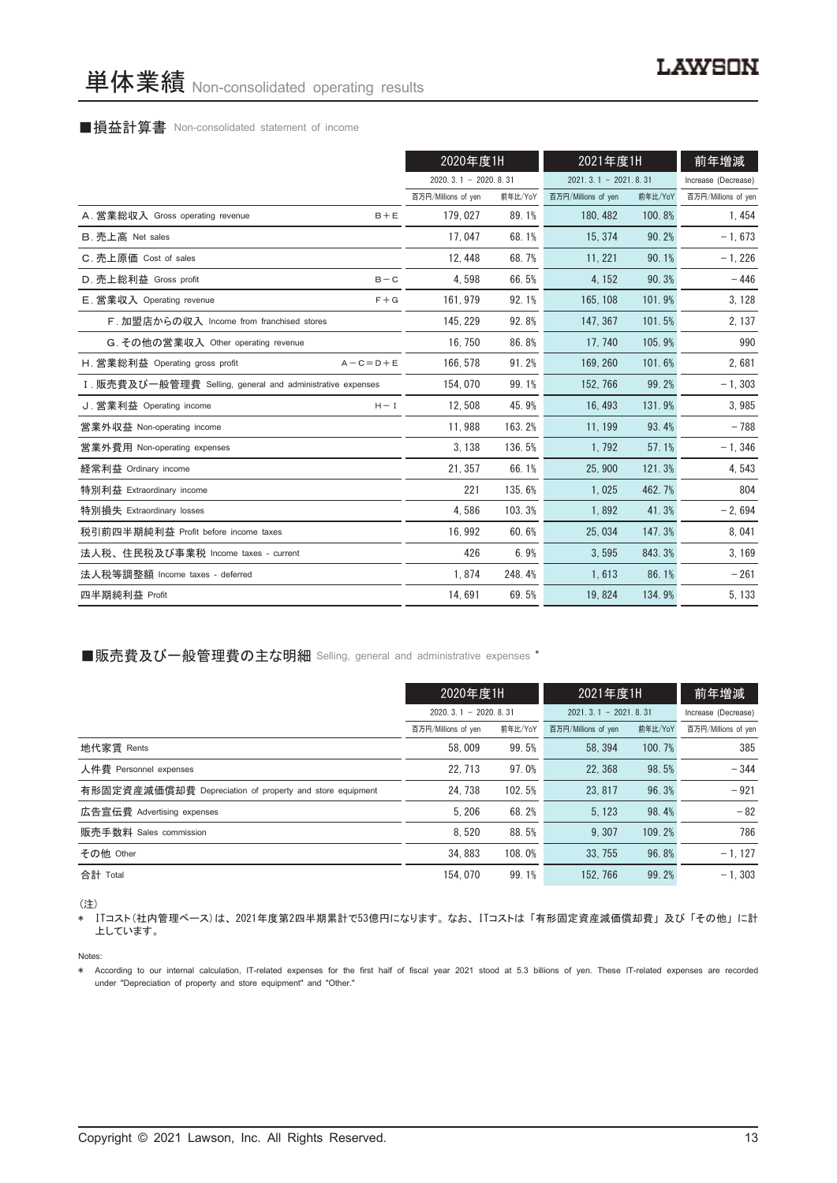# 単体業績 Non-consolidated operating results

## ■損益計算書 Non-consolidated statement of income

| | | 2020年度1H | | 2021年度1H | | 前年増減 |
|---|---|---|---|---|---|---|
| | | 2020. 3. 1 － 2020. 8. 31 | | 2021. 3. 1 － 2021. 8. 31 | | Increase (Decrease) |
| | | 百万円/Millions of yen | 前年比/YoY | 百万円/Millions of yen | 前年比/YoY | 百万円/Millions of yen |
| A. 営業総収入 Gross operating revenue | B＋E | 179, 027 | 89. 1% | 180, 482 | 100. 8% | 1, 454 |
| B. 売上高 Net sales | | 17, 047 | 68. 1% | 15, 374 | 90. 2% | －1, 673 |
| C. 売上原価 Cost of sales | | 12, 448 | 68. 7% | 11, 221 | 90. 1% | －1, 226 |
| D. 売上総利益 Gross profit | B－C | 4, 598 | 66. 5% | 4, 152 | 90. 3% | －446 |
| E. 営業収入 Operating revenue | F＋G | 161, 979 | 92. 1% | 165, 108 | 101. 9% | 3, 128 |
| F. 加盟店からの収入 Income from franchised stores | | 145, 229 | 92. 8% | 147, 367 | 101. 5% | 2, 137 |
| G. その他の営業収入 Other operating revenue | | 16, 750 | 86. 8% | 17, 740 | 105. 9% | 990 |
| H. 営業総利益 Operating gross profit | A－C＝D＋E | 166, 578 | 91. 2% | 169, 260 | 101. 6% | 2, 681 |
| I. 販売費及び一般管理費 Selling, general and administrative expenses | | 154, 070 | 99. 1% | 152, 766 | 99. 2% | －1, 303 |
| J. 営業利益 Operating income | H－I | 12, 508 | 45. 9% | 16, 493 | 131. 9% | 3, 985 |
| 営業外収益 Non-operating income | | 11, 988 | 163. 2% | 11, 199 | 93. 4% | －788 |
| 営業外費用 Non-operating expenses | | 3, 138 | 136. 5% | 1, 792 | 57. 1% | －1, 346 |
| 経常利益 Ordinary income | | 21, 357 | 66. 1% | 25, 900 | 121. 3% | 4, 543 |
| 特別利益 Extraordinary income | | 221 | 135. 6% | 1, 025 | 462. 7% | 804 |
| 特別損失 Extraordinary losses | | 4, 586 | 103. 3% | 1, 892 | 41. 3% | －2, 694 |
| 税引前四半期純利益 Profit before income taxes | | 16, 992 | 60. 6% | 25, 034 | 147. 3% | 8, 041 |
| 法人税、住民税及び事業税 Income taxes - current | | 426 | 6. 9% | 3, 595 | 843. 3% | 3, 169 |
| 法人税等調整額 Income taxes - deferred | | 1, 874 | 248. 4% | 1, 613 | 86. 1% | －261 |
| 四半期純利益 Profit | | 14, 691 | 69. 5% | 19, 824 | 134. 9% | 5, 133 |

## ■販売費及び一般管理費の主な明細 Selling, general and administrative expenses *

| | 2020年度1H | | 2021年度1H | | 前年増減 |
|---|---|---|---|---|---|
| | 2020. 3. 1 － 2020. 8. 31 | | 2021. 3. 1 － 2021. 8. 31 | | Increase (Decrease) |
| | 百万円/Millions of yen | 前年比/YoY | 百万円/Millions of yen | 前年比/YoY | 百万円/Millions of yen |
| 地代家賃 Rents | 58, 009 | 99. 5% | 58, 394 | 100. 7% | 385 |
| 人件費 Personnel expenses | 22, 713 | 97. 0% | 22, 368 | 98. 5% | －344 |
| 有形固定資産減価償却費 Depreciation of property and store equipment | 24, 738 | 102. 5% | 23, 817 | 96. 3% | －921 |
| 広告宣伝費 Advertising expenses | 5, 206 | 68. 2% | 5, 123 | 98. 4% | －82 |
| 販売手数料 Sales commission | 8, 520 | 88. 5% | 9, 307 | 109. 2% | 786 |
| その他 Other | 34, 883 | 108. 0% | 33, 755 | 96. 8% | －1, 127 |
| 合計 Total | 154, 070 | 99. 1% | 152, 766 | 99. 2% | －1, 303 |

(注)

＊ ITコスト(社内管理ベース)は、2021年度第2四半期累計で53億円になります。なお、ITコストは「有形固定資産減価償却費」及び「その他」に計上しています。

Notes:

* According to our internal calculation, IT-related expenses for the first half of fiscal year 2021 stood at 5.3 billions of yen. These IT-related expenses are recorded under "Depreciation of property and store equipment" and "Other."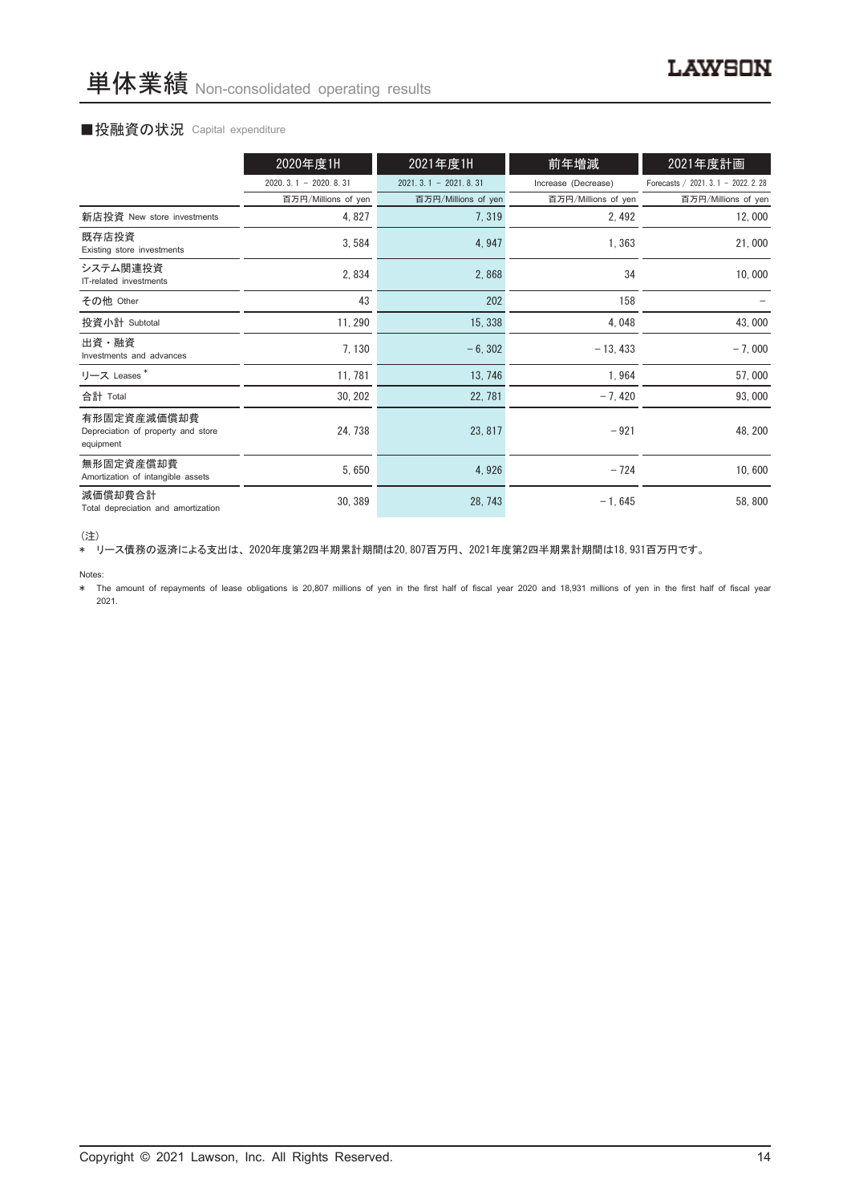# 単体業績 Non-consolidated operating results

### ■投融資の状況 Capital expenditure

| | 2020年度1H | 2021年度1H | 前年増減 | 2021年度計画 |
|---|---|---|---|---|
| | 2020. 3. 1 － 2020. 8. 31 | 2021. 3. 1 － 2021. 8. 31 | Increase (Decrease) | Forecasts / 2021. 3. 1 － 2022. 2. 28 |
| | 百万円/Millions of yen | 百万円/Millions of yen | 百万円/Millions of yen | 百万円/Millions of yen |
| 新店投資 New store investments | 4, 827 | 7, 319 | 2, 492 | 12, 000 |
| 既存店投資 Existing store investments | 3, 584 | 4, 947 | 1, 363 | 21, 000 |
| システム関連投資 IT-related investments | 2, 834 | 2, 868 | 34 | 10, 000 |
| その他 Other | 43 | 202 | 158 | － |
| 投資小計 Subtotal | 11, 290 | 15, 338 | 4, 048 | 43, 000 |
| 出資・融資 Investments and advances | 7, 130 | －6, 302 | －13, 433 | －7, 000 |
| リース Leases * | 11, 781 | 13, 746 | 1, 964 | 57, 000 |
| 合計 Total | 30, 202 | 22, 781 | －7, 420 | 93, 000 |
| 有形固定資産減価償却費 Depreciation of property and store equipment | 24, 738 | 23, 817 | －921 | 48, 200 |
| 無形固定資産償却費 Amortization of intangible assets | 5, 650 | 4, 926 | －724 | 10, 600 |
| 減価償却費合計 Total depreciation and amortization | 30, 389 | 28, 743 | －1, 645 | 58, 800 |

（注）

＊ リース債務の返済による支出は、2020年度第2四半期累計期間は20, 807百万円、2021年度第2四半期累計期間は18, 931百万円です。

Notes:

＊ The amount of repayments of lease obligations is 20,807 millions of yen in the first half of fiscal year 2020 and 18,931 millions of yen in the first half of fiscal year 2021.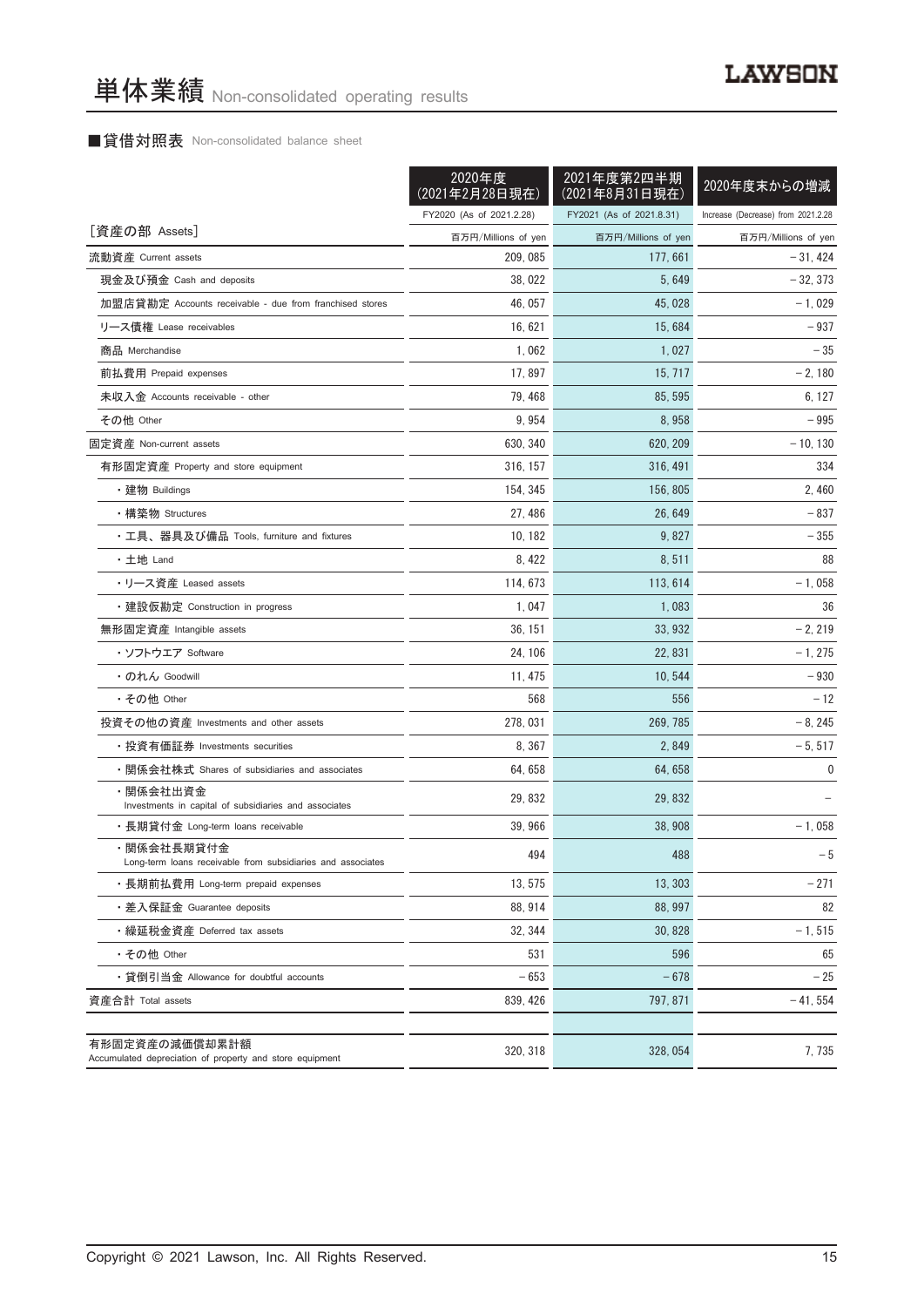# 単体業績 Non-consolidated operating results

## ■貸借対照表 Non-consolidated balance sheet

| | 2020年度（2021年2月28日現在） | 2021年度第2四半期（2021年8月31日現在） | 2020年度末からの増減 |
|---|---|---|---|
| | FY2020 (As of 2021.2.28) | FY2021 (As of 2021.8.31) | Increase (Decrease) from 2021.2.28 |
| ［資産の部 Assets］ | 百万円/Millions of yen | 百万円/Millions of yen | 百万円/Millions of yen |
| 流動資産 Current assets | 209, 085 | 177, 661 | − 31, 424 |
| 現金及び預金 Cash and deposits | 38, 022 | 5, 649 | − 32, 373 |
| 加盟店貸勘定 Accounts receivable - due from franchised stores | 46, 057 | 45, 028 | − 1, 029 |
| リース債権 Lease receivables | 16, 621 | 15, 684 | − 937 |
| 商品 Merchandise | 1, 062 | 1, 027 | − 35 |
| 前払費用 Prepaid expenses | 17, 897 | 15, 717 | − 2, 180 |
| 未収入金 Accounts receivable - other | 79, 468 | 85, 595 | 6, 127 |
| その他 Other | 9, 954 | 8, 958 | − 995 |
| 固定資産 Non-current assets | 630, 340 | 620, 209 | − 10, 130 |
| 有形固定資産 Property and store equipment | 316, 157 | 316, 491 | 334 |
| ・建物 Buildings | 154, 345 | 156, 805 | 2, 460 |
| ・構築物 Structures | 27, 486 | 26, 649 | − 837 |
| ・工具、器具及び備品 Tools, furniture and fixtures | 10, 182 | 9, 827 | − 355 |
| ・土地 Land | 8, 422 | 8, 511 | 88 |
| ・リース資産 Leased assets | 114, 673 | 113, 614 | − 1, 058 |
| ・建設仮勘定 Construction in progress | 1, 047 | 1, 083 | 36 |
| 無形固定資産 Intangible assets | 36, 151 | 33, 932 | − 2, 219 |
| ・ソフトウエア Software | 24, 106 | 22, 831 | − 1, 275 |
| ・のれん Goodwill | 11, 475 | 10, 544 | − 930 |
| ・その他 Other | 568 | 556 | − 12 |
| 投資その他の資産 Investments and other assets | 278, 031 | 269, 785 | − 8, 245 |
| ・投資有価証券 Investments securities | 8, 367 | 2, 849 | − 5, 517 |
| ・関係会社株式 Shares of subsidiaries and associates | 64, 658 | 64, 658 | 0 |
| ・関係会社出資金 Investments in capital of subsidiaries and associates | 29, 832 | 29, 832 | − |
| ・長期貸付金 Long-term loans receivable | 39, 966 | 38, 908 | − 1, 058 |
| ・関係会社長期貸付金 Long-term loans receivable from subsidiaries and associates | 494 | 488 | − 5 |
| ・長期前払費用 Long-term prepaid expenses | 13, 575 | 13, 303 | − 271 |
| ・差入保証金 Guarantee deposits | 88, 914 | 88, 997 | 82 |
| ・繰延税金資産 Deferred tax assets | 32, 344 | 30, 828 | − 1, 515 |
| ・その他 Other | 531 | 596 | 65 |
| ・貸倒引当金 Allowance for doubtful accounts | − 653 | − 678 | − 25 |
| 資産合計 Total assets | 839, 426 | 797, 871 | − 41, 554 |
| | | | |
| 有形固定資産の減価償却累計額 Accumulated depreciation of property and store equipment | 320, 318 | 328, 054 | 7, 735 |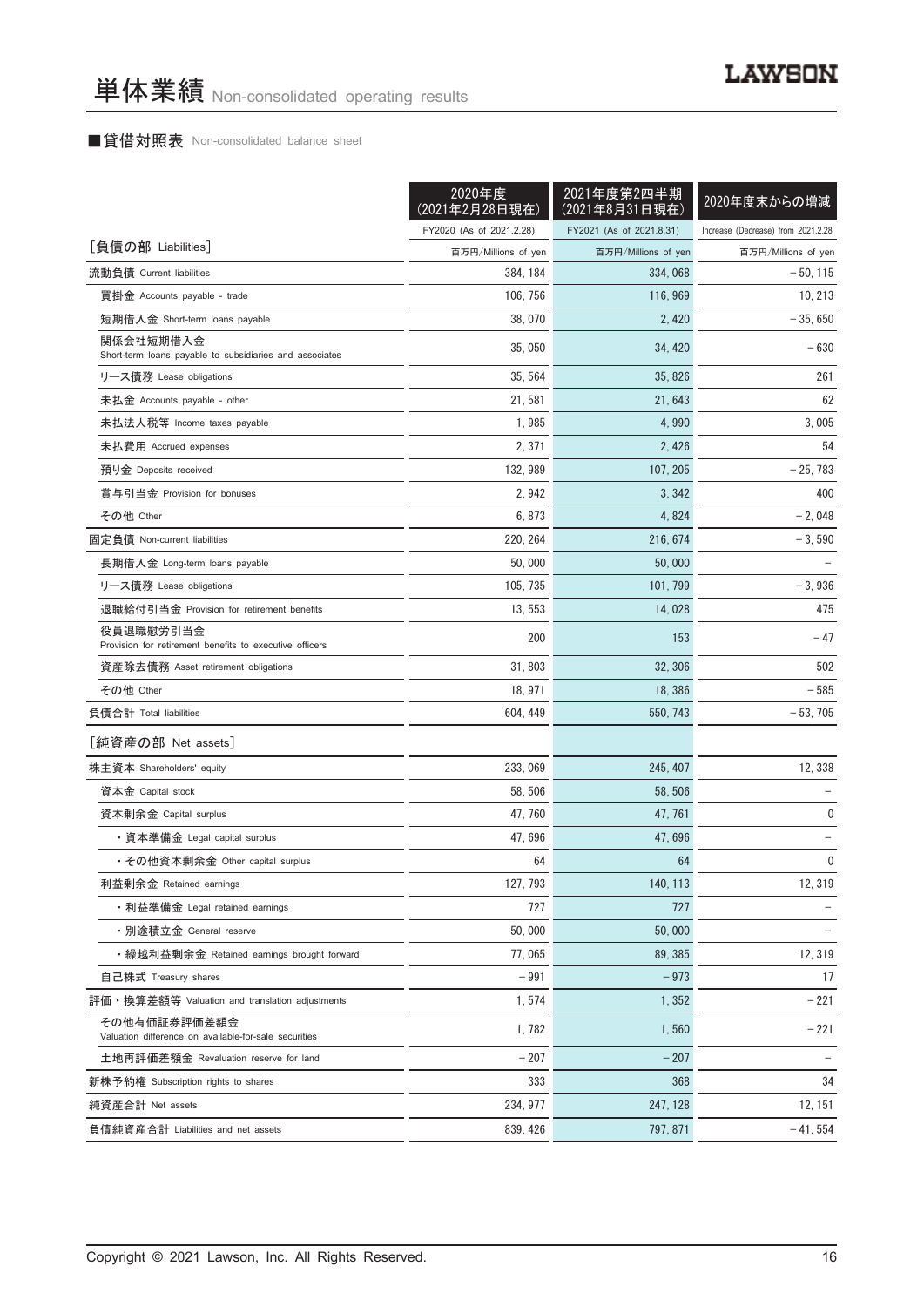# 単体業績 Non-consolidated operating results

## ■貸借対照表 Non-consolidated balance sheet

| | 2020年度<br>(2021年2月28日現在) | 2021年度第2四半期<br>(2021年8月31日現在) | 2020年度末からの増減 |
|---|---|---|---|
| | FY2020 (As of 2021.2.28) | FY2021 (As of 2021.8.31) | Increase (Decrease) from 2021.2.28 |
| ［負債の部 Liabilities］ | 百万円/Millions of yen | 百万円/Millions of yen | 百万円/Millions of yen |
| 流動負債 Current liabilities | 384, 184 | 334, 068 | －50, 115 |
| 買掛金 Accounts payable - trade | 106, 756 | 116, 969 | 10, 213 |
| 短期借入金 Short-term loans payable | 38, 070 | 2, 420 | －35, 650 |
| 関係会社短期借入金<br>Short-term loans payable to subsidiaries and associates | 35, 050 | 34, 420 | －630 |
| リース債務 Lease obligations | 35, 564 | 35, 826 | 261 |
| 未払金 Accounts payable - other | 21, 581 | 21, 643 | 62 |
| 未払法人税等 Income taxes payable | 1, 985 | 4, 990 | 3, 005 |
| 未払費用 Accrued expenses | 2, 371 | 2, 426 | 54 |
| 預り金 Deposits received | 132, 989 | 107, 205 | －25, 783 |
| 賞与引当金 Provision for bonuses | 2, 942 | 3, 342 | 400 |
| その他 Other | 6, 873 | 4, 824 | －2, 048 |
| 固定負債 Non-current liabilities | 220, 264 | 216, 674 | －3, 590 |
| 長期借入金 Long-term loans payable | 50, 000 | 50, 000 | － |
| リース債務 Lease obligations | 105, 735 | 101, 799 | －3, 936 |
| 退職給付引当金 Provision for retirement benefits | 13, 553 | 14, 028 | 475 |
| 役員退職慰労引当金<br>Provision for retirement benefits to executive officers | 200 | 153 | －47 |
| 資産除去債務 Asset retirement obligations | 31, 803 | 32, 306 | 502 |
| その他 Other | 18, 971 | 18, 386 | －585 |
| 負債合計 Total liabilities | 604, 449 | 550, 743 | －53, 705 |
| ［純資産の部 Net assets］ | | | |
| 株主資本 Shareholders' equity | 233, 069 | 245, 407 | 12, 338 |
| 資本金 Capital stock | 58, 506 | 58, 506 | － |
| 資本剰余金 Capital surplus | 47, 760 | 47, 761 | 0 |
| ・資本準備金 Legal capital surplus | 47, 696 | 47, 696 | － |
| ・その他資本剰余金 Other capital surplus | 64 | 64 | 0 |
| 利益剰余金 Retained earnings | 127, 793 | 140, 113 | 12, 319 |
| ・利益準備金 Legal retained earnings | 727 | 727 | － |
| ・別途積立金 General reserve | 50, 000 | 50, 000 | － |
| ・繰越利益剰余金 Retained earnings brought forward | 77, 065 | 89, 385 | 12, 319 |
| 自己株式 Treasury shares | －991 | －973 | 17 |
| 評価・換算差額等 Valuation and translation adjustments | 1, 574 | 1, 352 | －221 |
| その他有価証券評価差額金<br>Valuation difference on available-for-sale securities | 1, 782 | 1, 560 | －221 |
| 土地再評価差額金 Revaluation reserve for land | －207 | －207 | － |
| 新株予約権 Subscription rights to shares | 333 | 368 | 34 |
| 純資産合計 Net assets | 234, 977 | 247, 128 | 12, 151 |
| 負債純資産合計 Liabilities and net assets | 839, 426 | 797, 871 | －41, 554 |

Copyright © 2021 Lawson, Inc. All Rights Reserved.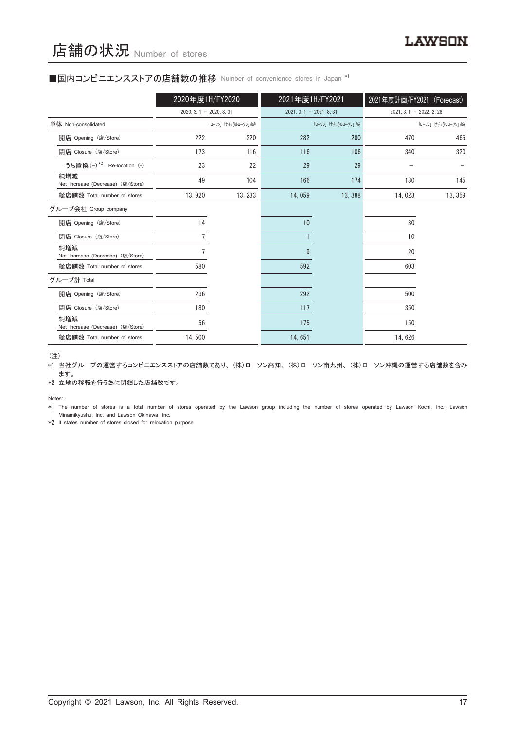# 店舗の状況 Number of stores

## ■国内コンビニエンスストアの店舗数の推移 Number of convenience stores in Japan *1

| | 2020年度1H/FY2020 | | 2021年度1H/FY2021 | | 2021年度計画/FY2021 (Forecast) | |
|---|---|---|---|---|---|---|
| | 2020. 3. 1 – 2020. 8. 31 | 「ローソン」「ナチュラルローソン」のみ | 2021. 3. 1 – 2021. 8. 31 | 「ローソン」「ナチュラルローソン」のみ | 2021. 3. 1 – 2022. 2. 28 | 「ローソン」「ナチュラルローソン」のみ |
| 単体 Non-consolidated | | | | | | |
| 開店 Opening (店/Store) | 222 | 220 | 282 | 280 | 470 | 465 |
| 閉店 Closure (店/Store) | 173 | 116 | 116 | 106 | 340 | 320 |
| うち置換(–) *2 Re-location (–) | 23 | 22 | 29 | 29 | – | – |
| 純増減 Net Increase (Decrease) (店/Store) | 49 | 104 | 166 | 174 | 130 | 145 |
| 総店舗数 Total number of stores | 13, 920 | 13, 233 | 14, 059 | 13, 388 | 14, 023 | 13, 359 |
| グループ会社 Group company | | | | | | |
| 開店 Opening (店/Store) | 14 | | 10 | | 30 | |
| 閉店 Closure (店/Store) | 7 | | 1 | | 10 | |
| 純増減 Net Increase (Decrease) (店/Store) | 7 | | 9 | | 20 | |
| 総店舗数 Total number of stores | 580 | | 592 | | 603 | |
| グループ計 Total | | | | | | |
| 開店 Opening (店/Store) | 236 | | 292 | | 500 | |
| 閉店 Closure (店/Store) | 180 | | 117 | | 350 | |
| 純増減 Net Increase (Decrease) (店/Store) | 56 | | 175 | | 150 | |
| 総店舗数 Total number of stores | 14, 500 | | 14, 651 | | 14, 626 | |

(注)

*1 当社グループの運営するコンビニエンスストアの店舗数であり、(株)ローソン高知、(株)ローソン南九州、(株)ローソン沖縄の運営する店舗数を含みます。

*2 立地の移転を行う為に閉鎖した店舗数です。

Notes:

*1 The number of stores is a total number of stores operated by the Lawson group including the number of stores operated by Lawson Kochi, Inc., Lawson Minamikyushu, Inc. and Lawson Okinawa, Inc.

*2 It states number of stores closed for relocation purpose.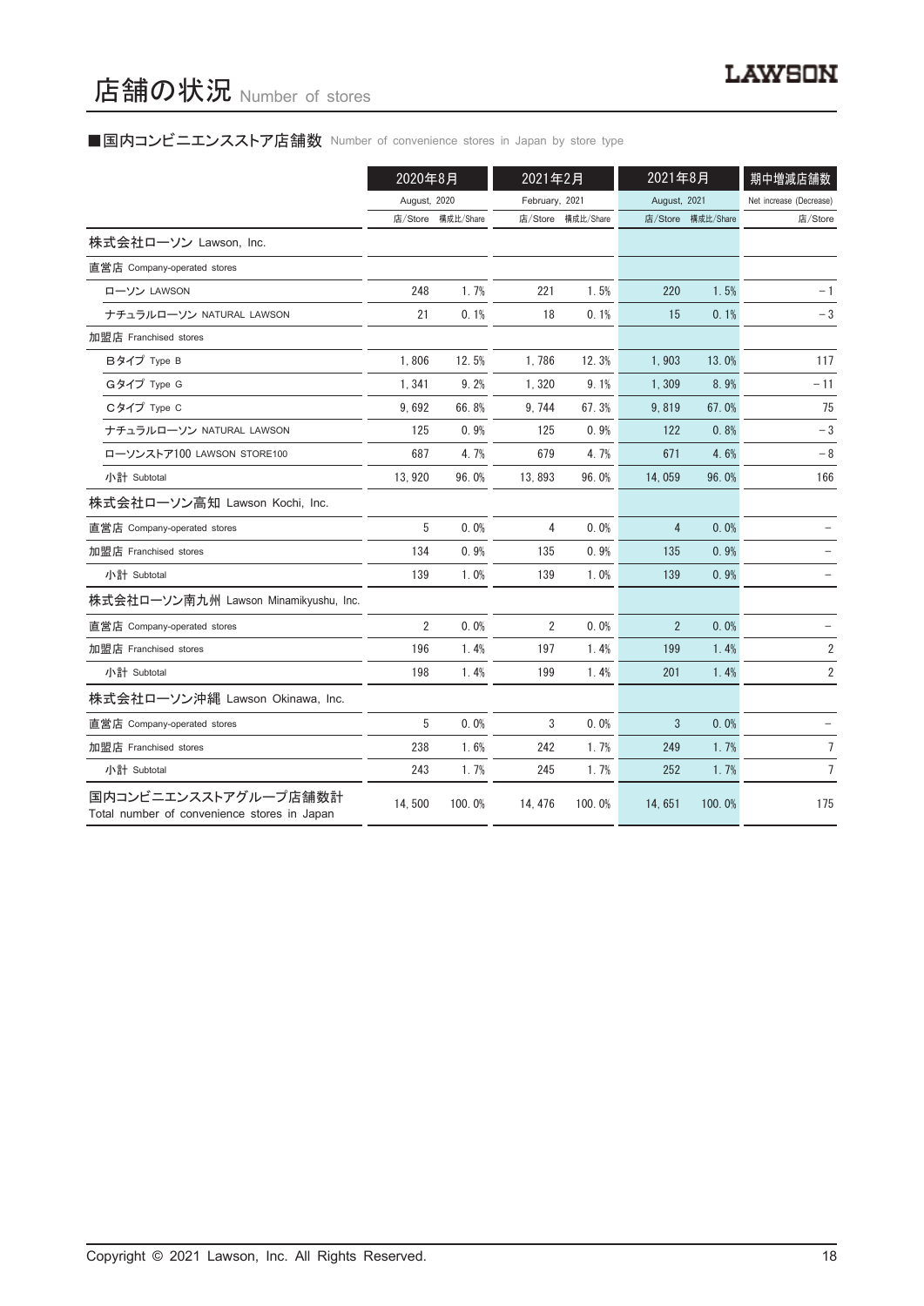# 店舗の状況 Number of stores

■国内コンビニエンスストア店舗数 Number of convenience stores in Japan by store type

| | 2020年8月 August, 2020 | | 2021年2月 February, 2021 | | 2021年8月 August, 2021 | | 期中増減店舗数 Net increase (Decrease) |
|---|---|---|---|---|---|---|---|
| | 店/Store | 構成比/Share | 店/Store | 構成比/Share | 店/Store | 構成比/Share | 店/Store |
| 株式会社ローソン Lawson, Inc. | | | | | | | |
| 直営店 Company-operated stores | | | | | | | |
| ローソン LAWSON | 248 | 1.7% | 221 | 1.5% | 220 | 1.5% | −1 |
| ナチュラルローソン NATURAL LAWSON | 21 | 0.1% | 18 | 0.1% | 15 | 0.1% | −3 |
| 加盟店 Franchised stores | | | | | | | |
| Bタイプ Type B | 1,806 | 12.5% | 1,786 | 12.3% | 1,903 | 13.0% | 117 |
| Gタイプ Type G | 1,341 | 9.2% | 1,320 | 9.1% | 1,309 | 8.9% | −11 |
| Cタイプ Type C | 9,692 | 66.8% | 9,744 | 67.3% | 9,819 | 67.0% | 75 |
| ナチュラルローソン NATURAL LAWSON | 125 | 0.9% | 125 | 0.9% | 122 | 0.8% | −3 |
| ローソンストア100 LAWSON STORE100 | 687 | 4.7% | 679 | 4.7% | 671 | 4.6% | −8 |
| 小計 Subtotal | 13,920 | 96.0% | 13,893 | 96.0% | 14,059 | 96.0% | 166 |
| 株式会社ローソン高知 Lawson Kochi, Inc. | | | | | | | |
| 直営店 Company-operated stores | 5 | 0.0% | 4 | 0.0% | 4 | 0.0% | – |
| 加盟店 Franchised stores | 134 | 0.9% | 135 | 0.9% | 135 | 0.9% | – |
| 小計 Subtotal | 139 | 1.0% | 139 | 1.0% | 139 | 0.9% | – |
| 株式会社ローソン南九州 Lawson Minamikyushu, Inc. | | | | | | | |
| 直営店 Company-operated stores | 2 | 0.0% | 2 | 0.0% | 2 | 0.0% | – |
| 加盟店 Franchised stores | 196 | 1.4% | 197 | 1.4% | 199 | 1.4% | 2 |
| 小計 Subtotal | 198 | 1.4% | 199 | 1.4% | 201 | 1.4% | 2 |
| 株式会社ローソン沖縄 Lawson Okinawa, Inc. | | | | | | | |
| 直営店 Company-operated stores | 5 | 0.0% | 3 | 0.0% | 3 | 0.0% | – |
| 加盟店 Franchised stores | 238 | 1.6% | 242 | 1.7% | 249 | 1.7% | 7 |
| 小計 Subtotal | 243 | 1.7% | 245 | 1.7% | 252 | 1.7% | 7 |
| 国内コンビニエンスストアグループ店舗数計 Total number of convenience stores in Japan | 14,500 | 100.0% | 14,476 | 100.0% | 14,651 | 100.0% | 175 |

Copyright © 2021 Lawson, Inc. All Rights Reserved.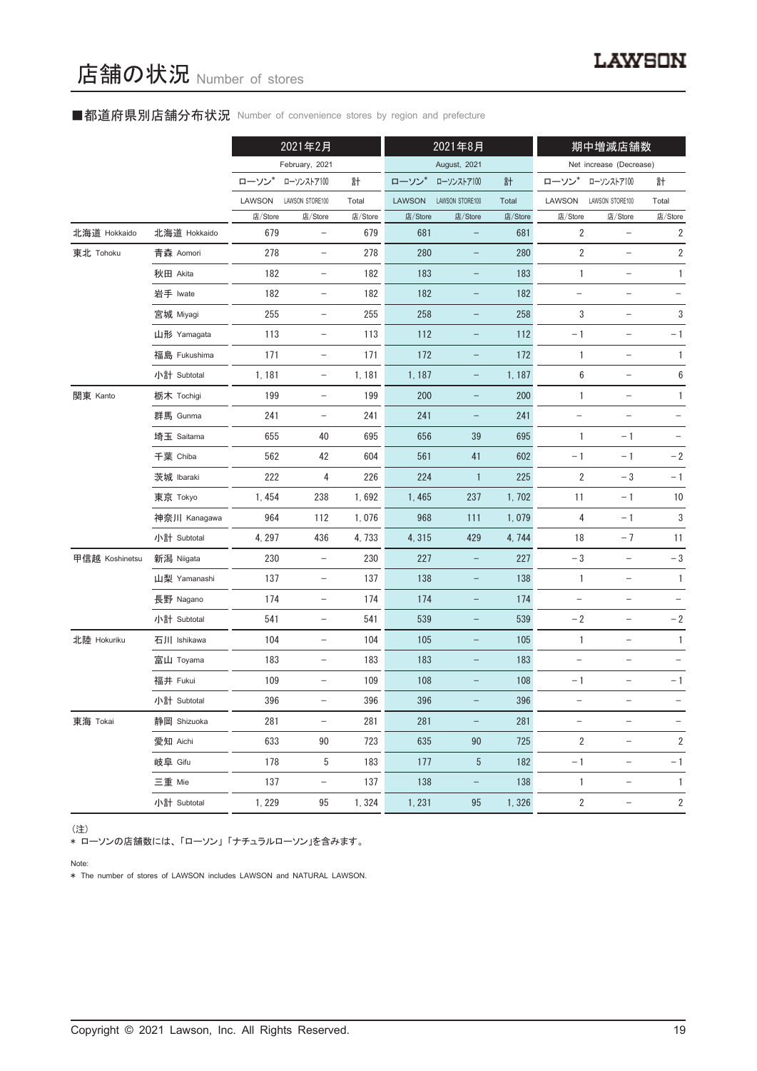# 店舗の状況 Number of stores

## ■都道府県別店舗分布状況 Number of convenience stores by region and prefecture

| | | 2021年2月 February, 2021 | | | 2021年8月 August, 2021 | | | 期中増減店舗数 Net increase (Decrease) | | |
|---|---|---|---|---|---|---|---|---|---|---|
| | | ローソン* LAWSON | ローソンストア100 LAWSON STORE100 | 計 Total | ローソン* LAWSON | ローソンストア100 LAWSON STORE100 | 計 Total | ローソン* LAWSON | ローソンストア100 LAWSON STORE100 | 計 Total |
| | | 店/Store | 店/Store | 店/Store | 店/Store | 店/Store | 店/Store | 店/Store | 店/Store | 店/Store |
| 北海道 Hokkaido | 北海道 Hokkaido | 679 | − | 679 | 681 | − | 681 | 2 | − | 2 |
| 東北 Tohoku | 青森 Aomori | 278 | − | 278 | 280 | − | 280 | 2 | − | 2 |
| | 秋田 Akita | 182 | − | 182 | 183 | − | 183 | 1 | − | 1 |
| | 岩手 Iwate | 182 | − | 182 | 182 | − | 182 | − | − | − |
| | 宮城 Miyagi | 255 | − | 255 | 258 | − | 258 | 3 | − | 3 |
| | 山形 Yamagata | 113 | − | 113 | 112 | − | 112 | −1 | − | −1 |
| | 福島 Fukushima | 171 | − | 171 | 172 | − | 172 | 1 | − | 1 |
| | 小計 Subtotal | 1,181 | − | 1,181 | 1,187 | − | 1,187 | 6 | − | 6 |
| 関東 Kanto | 栃木 Tochigi | 199 | − | 199 | 200 | − | 200 | 1 | − | 1 |
| | 群馬 Gunma | 241 | − | 241 | 241 | − | 241 | − | − | − |
| | 埼玉 Saitama | 655 | 40 | 695 | 656 | 39 | 695 | 1 | −1 | − |
| | 千葉 Chiba | 562 | 42 | 604 | 561 | 41 | 602 | −1 | −1 | −2 |
| | 茨城 Ibaraki | 222 | 4 | 226 | 224 | 1 | 225 | 2 | −3 | −1 |
| | 東京 Tokyo | 1,454 | 238 | 1,692 | 1,465 | 237 | 1,702 | 11 | −1 | 10 |
| | 神奈川 Kanagawa | 964 | 112 | 1,076 | 968 | 111 | 1,079 | 4 | −1 | 3 |
| | 小計 Subtotal | 4,297 | 436 | 4,733 | 4,315 | 429 | 4,744 | 18 | −7 | 11 |
| 甲信越 Koshinetsu | 新潟 Niigata | 230 | − | 230 | 227 | − | 227 | −3 | − | −3 |
| | 山梨 Yamanashi | 137 | − | 137 | 138 | − | 138 | 1 | − | 1 |
| | 長野 Nagano | 174 | − | 174 | 174 | − | 174 | − | − | − |
| | 小計 Subtotal | 541 | − | 541 | 539 | − | 539 | −2 | − | −2 |
| 北陸 Hokuriku | 石川 Ishikawa | 104 | − | 104 | 105 | − | 105 | 1 | − | 1 |
| | 富山 Toyama | 183 | − | 183 | 183 | − | 183 | − | − | − |
| | 福井 Fukui | 109 | − | 109 | 108 | − | 108 | −1 | − | −1 |
| | 小計 Subtotal | 396 | − | 396 | 396 | − | 396 | − | − | − |
| 東海 Tokai | 静岡 Shizuoka | 281 | − | 281 | 281 | − | 281 | − | − | − |
| | 愛知 Aichi | 633 | 90 | 723 | 635 | 90 | 725 | 2 | − | 2 |
| | 岐阜 Gifu | 178 | 5 | 183 | 177 | 5 | 182 | −1 | − | −1 |
| | 三重 Mie | 137 | − | 137 | 138 | − | 138 | 1 | − | 1 |
| | 小計 Subtotal | 1,229 | 95 | 1,324 | 1,231 | 95 | 1,326 | 2 | − | 2 |

（注）
* ローソンの店舗数には、「ローソン」「ナチュラルローソン」を含みます。

Note:
* The number of stores of LAWSON includes LAWSON and NATURAL LAWSON.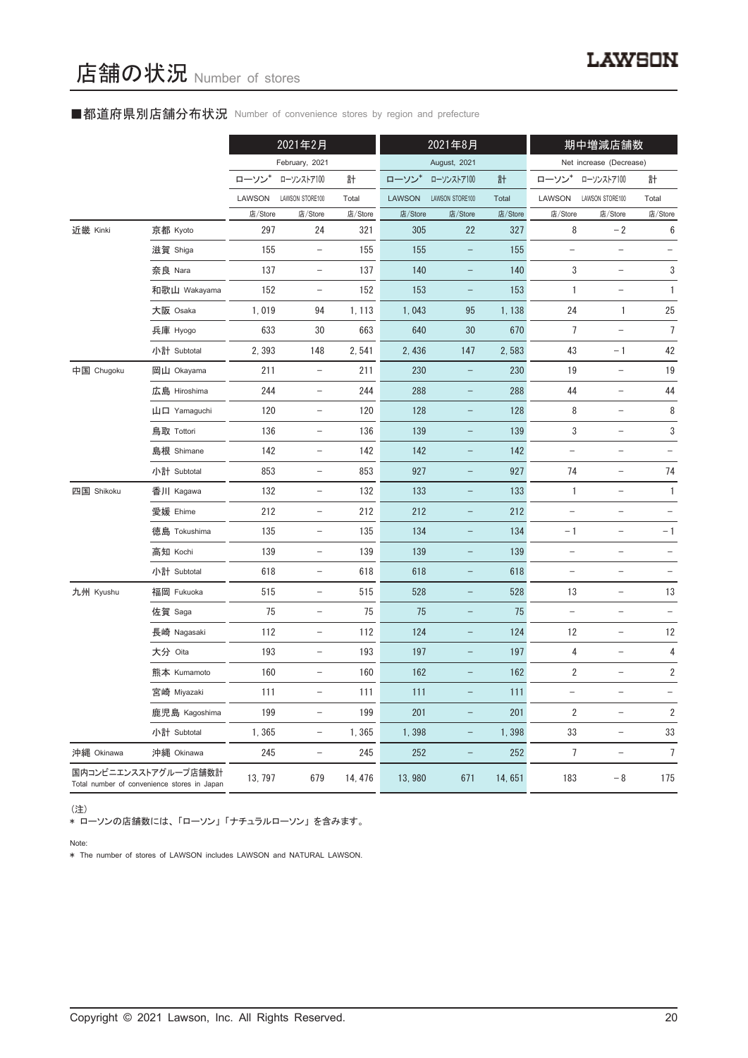# 店舗の状況 Number of stores

## ■都道府県別店舗分布状況 Number of convenience stores by region and prefecture

| | | 2021年2月 February, 2021 | | | 2021年8月 August, 2021 | | | 期中増減店舗数 Net increase (Decrease) | | |
|---|---|---|---|---|---|---|---|---|---|---|
| | | ローソン* LAWSON | ローソンストア100 LAWSON STORE100 | 計 Total | ローソン* LAWSON | ローソンストア100 LAWSON STORE100 | 計 Total | ローソン* LAWSON | ローソンストア100 LAWSON STORE100 | 計 Total |
| | | 店/Store | 店/Store | 店/Store | 店/Store | 店/Store | 店/Store | 店/Store | 店/Store | 店/Store |
| 近畿 Kinki | 京都 Kyoto | 297 | 24 | 321 | 305 | 22 | 327 | 8 | －2 | 6 |
| | 滋賀 Shiga | 155 | － | 155 | 155 | － | 155 | － | － | － |
| | 奈良 Nara | 137 | － | 137 | 140 | － | 140 | 3 | － | 3 |
| | 和歌山 Wakayama | 152 | － | 152 | 153 | － | 153 | 1 | － | 1 |
| | 大阪 Osaka | 1, 019 | 94 | 1, 113 | 1, 043 | 95 | 1, 138 | 24 | 1 | 25 |
| | 兵庫 Hyogo | 633 | 30 | 663 | 640 | 30 | 670 | 7 | － | 7 |
| | 小計 Subtotal | 2, 393 | 148 | 2, 541 | 2, 436 | 147 | 2, 583 | 43 | －1 | 42 |
| 中国 Chugoku | 岡山 Okayama | 211 | － | 211 | 230 | － | 230 | 19 | － | 19 |
| | 広島 Hiroshima | 244 | － | 244 | 288 | － | 288 | 44 | － | 44 |
| | 山口 Yamaguchi | 120 | － | 120 | 128 | － | 128 | 8 | － | 8 |
| | 鳥取 Tottori | 136 | － | 136 | 139 | － | 139 | 3 | － | 3 |
| | 島根 Shimane | 142 | － | 142 | 142 | － | 142 | － | － | － |
| | 小計 Subtotal | 853 | － | 853 | 927 | － | 927 | 74 | － | 74 |
| 四国 Shikoku | 香川 Kagawa | 132 | － | 132 | 133 | － | 133 | 1 | － | 1 |
| | 愛媛 Ehime | 212 | － | 212 | 212 | － | 212 | － | － | － |
| | 徳島 Tokushima | 135 | － | 135 | 134 | － | 134 | －1 | － | －1 |
| | 高知 Kochi | 139 | － | 139 | 139 | － | 139 | － | － | － |
| | 小計 Subtotal | 618 | － | 618 | 618 | － | 618 | － | － | － |
| 九州 Kyushu | 福岡 Fukuoka | 515 | － | 515 | 528 | － | 528 | 13 | － | 13 |
| | 佐賀 Saga | 75 | － | 75 | 75 | － | 75 | － | － | － |
| | 長崎 Nagasaki | 112 | － | 112 | 124 | － | 124 | 12 | － | 12 |
| | 大分 Oita | 193 | － | 193 | 197 | － | 197 | 4 | － | 4 |
| | 熊本 Kumamoto | 160 | － | 160 | 162 | － | 162 | 2 | － | 2 |
| | 宮崎 Miyazaki | 111 | － | 111 | 111 | － | 111 | － | － | － |
| | 鹿児島 Kagoshima | 199 | － | 199 | 201 | － | 201 | 2 | － | 2 |
| | 小計 Subtotal | 1, 365 | － | 1, 365 | 1, 398 | － | 1, 398 | 33 | － | 33 |
| 沖縄 Okinawa | 沖縄 Okinawa | 245 | － | 245 | 252 | － | 252 | 7 | － | 7 |
| 国内コンビニエンスストアグループ店舗数計 Total number of convenience stores in Japan | | 13, 797 | 679 | 14, 476 | 13, 980 | 671 | 14, 651 | 183 | －8 | 175 |

（注）
＊ ローソンの店舗数には、「ローソン」「ナチュラルローソン」を含みます。

Note:
* The number of stores of LAWSON includes LAWSON and NATURAL LAWSON.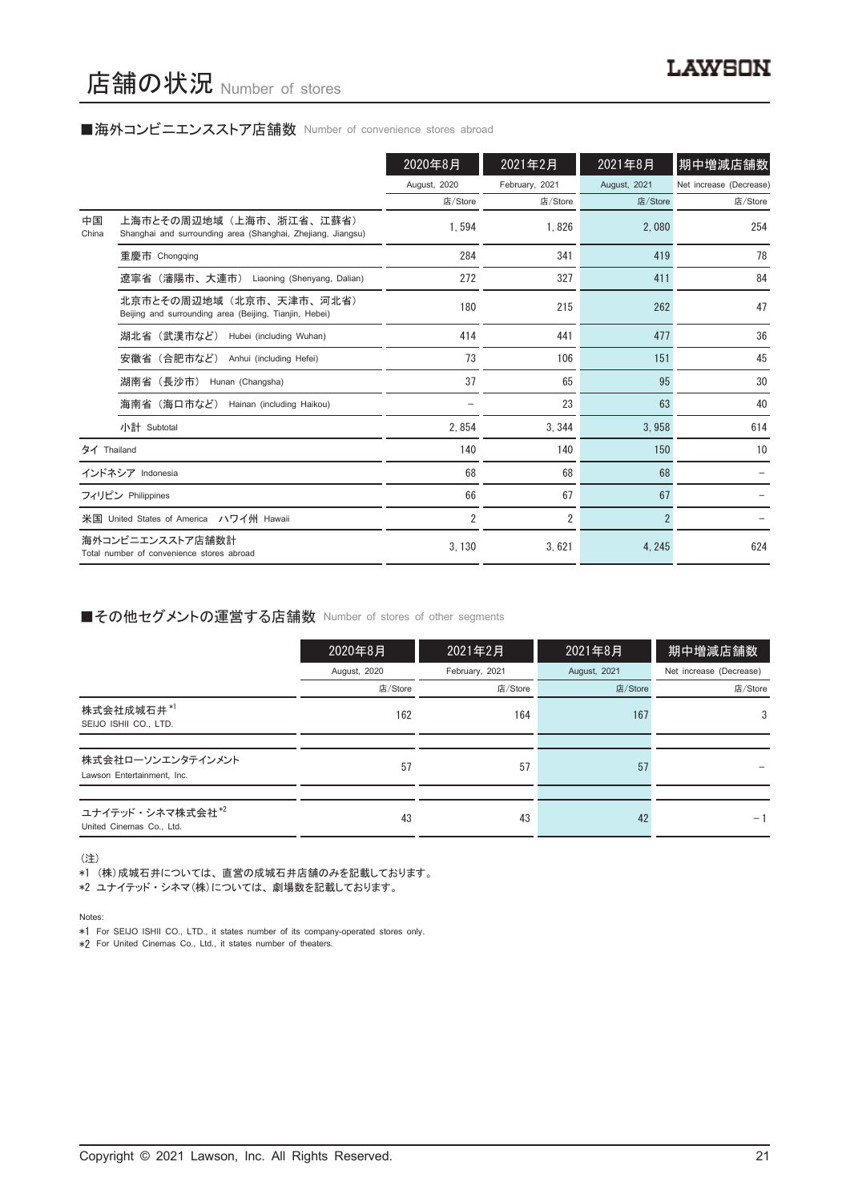# 店舗の状況 Number of stores

## ■海外コンビニエンスストア店舗数 Number of convenience stores abroad

| | | 2020年8月<br>August, 2020<br>店/Store | 2021年2月<br>February, 2021<br>店/Store | 2021年8月<br>August, 2021<br>店/Store | 期中増減店舗数<br>Net increase (Decrease)<br>店/Store |
|---|---|---|---|---|---|
| 中国<br>China | 上海市とその周辺地域（上海市、浙江省、江蘇省）<br>Shanghai and surrounding area (Shanghai, Zhejiang, Jiangsu) | 1, 594 | 1, 826 | 2, 080 | 254 |
| | 重慶市 Chongqing | 284 | 341 | 419 | 78 |
| | 遼寧省（瀋陽市、大連市） Liaoning (Shenyang, Dalian) | 272 | 327 | 411 | 84 |
| | 北京市とその周辺地域（北京市、天津市、河北省）<br>Beijing and surrounding area (Beijing, Tianjin, Hebei) | 180 | 215 | 262 | 47 |
| | 湖北省（武漢市など） Hubei (including Wuhan) | 414 | 441 | 477 | 36 |
| | 安徽省（合肥市など） Anhui (including Hefei) | 73 | 106 | 151 | 45 |
| | 湖南省（長沙市） Hunan (Changsha) | 37 | 65 | 95 | 30 |
| | 海南省（海口市など） Hainan (including Haikou) | – | 23 | 63 | 40 |
| | 小計 Subtotal | 2, 854 | 3, 344 | 3, 958 | 614 |
| タイ Thailand | | 140 | 140 | 150 | 10 |
| インドネシア Indonesia | | 68 | 68 | 68 | – |
| フィリピン Philippines | | 66 | 67 | 67 | – |
| 米国 United States of America ハワイ州 Hawaii | | 2 | 2 | 2 | – |
| 海外コンビニエンスストア店舗数計<br>Total number of convenience stores abroad | | 3, 130 | 3, 621 | 4, 245 | 624 |

## ■その他セグメントの運営する店舗数 Number of stores of other segments

| | 2020年8月<br>August, 2020<br>店/Store | 2021年2月<br>February, 2021<br>店/Store | 2021年8月<br>August, 2021<br>店/Store | 期中増減店舗数<br>Net increase (Decrease)<br>店/Store |
|---|---|---|---|---|
| 株式会社成城石井 *1<br>SEIJO ISHII CO., LTD. | 162 | 164 | 167 | 3 |
| 株式会社ローソンエンタテインメント<br>Lawson Entertainment, Inc. | 57 | 57 | 57 | – |
| ユナイテッド・シネマ株式会社 *2<br>United Cinemas Co., Ltd. | 43 | 43 | 42 | –1 |

（注）
*1 （株）成城石井については、直営の成城石井店舗のみを記載しております。
*2 ユナイテッド・シネマ（株）については、劇場数を記載しております。

Notes:
*1 For SEIJO ISHII CO., LTD., it states number of its company-operated stores only.
*2 For United Cinemas Co., Ltd., it states number of theaters.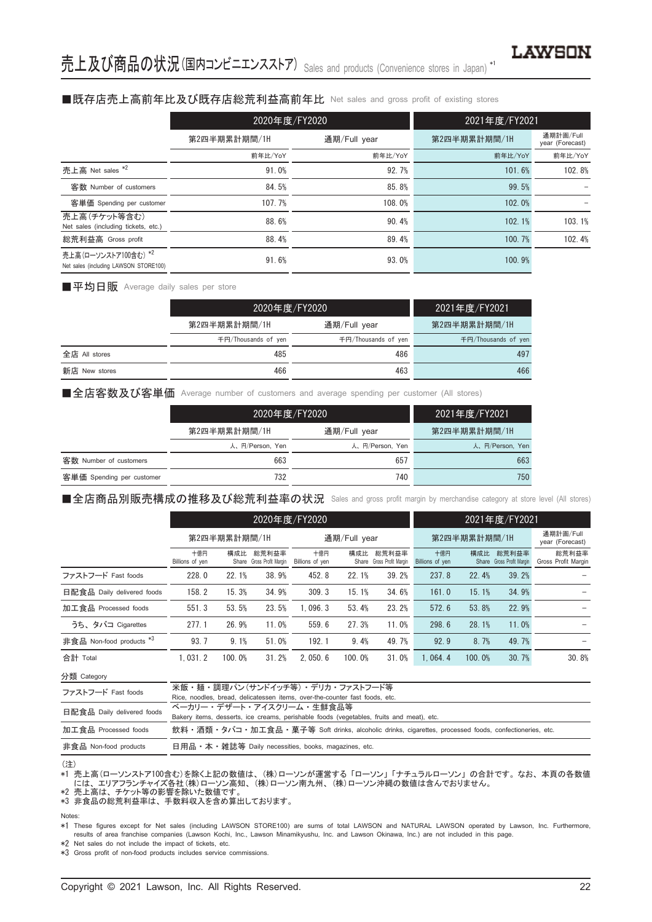# 売上及び商品の状況(国内コンビニエンスストア) Sales and products (Convenience stores in Japan) *1

## ■既存店売上高前年比及び既存店総荒利益高前年比 Net sales and gross profit of existing stores

| | 2020年度/FY2020 | | 2021年度/FY2021 | |
|---|---|---|---|---|
| | 第2四半期累計期間/1H | 通期/Full year | 第2四半期累計期間/1H | 通期計画/Full year (Forecast) |
| | 前年比/YoY | 前年比/YoY | 前年比/YoY | 前年比/YoY |
| 売上高 Net sales *2 | 91.0% | 92.7% | 101.6% | 102.8% |
| 客数 Number of customers | 84.5% | 85.8% | 99.5% | – |
| 客単価 Spending per customer | 107.7% | 108.0% | 102.0% | – |
| 売上高(チケット等含む) Net sales (including tickets, etc.) | 88.6% | 90.4% | 102.1% | 103.1% |
| 総荒利益高 Gross profit | 88.4% | 89.4% | 100.7% | 102.4% |
| 売上高(ローソンストア100含む) *2 Net sales (including LAWSON STORE100) | 91.6% | 93.0% | 100.9% | |

## ■平均日販 Average daily sales per store

| | 2020年度/FY2020 | | 2021年度/FY2021 |
|---|---|---|---|
| | 第2四半期累計期間/1H | 通期/Full year | 第2四半期累計期間/1H |
| | 千円/Thousands of yen | 千円/Thousands of yen | 千円/Thousands of yen |
| 全店 All stores | 485 | 486 | 497 |
| 新店 New stores | 466 | 463 | 466 |

## ■全店客数及び客単価 Average number of customers and average spending per customer (All stores)

| | 2020年度/FY2020 | | 2021年度/FY2021 |
|---|---|---|---|
| | 第2四半期累計期間/1H | 通期/Full year | 第2四半期累計期間/1H |
| | 人、円/Person, Yen | 人、円/Person, Yen | 人、円/Person, Yen |
| 客数 Number of customers | 663 | 657 | 663 |
| 客単価 Spending per customer | 732 | 740 | 750 |

## ■全店商品別販売構成の推移及び総荒利益率の状況 Sales and gross profit margin by merchandise category at store level (All stores)

| | 2020年度/FY2020 | | | | | | 2021年度/FY2021 | | | |
|---|---|---|---|---|---|---|---|---|---|---|
| | 第2四半期累計期間/1H | | | 通期/Full year | | | 第2四半期累計期間/1H | | | 通期計画/Full year (Forecast) |
| | 十億円 Billions of yen | 構成比 Share | 総荒利益率 Gross Profit Margin | 十億円 Billions of yen | 構成比 Share | 総荒利益率 Gross Profit Margin | 十億円 Billions of yen | 構成比 Share | 総荒利益率 Gross Profit Margin | 総荒利益率 Gross Profit Margin |
| ファストフード Fast foods | 228.0 | 22.1% | 38.9% | 452.8 | 22.1% | 39.2% | 237.8 | 22.4% | 39.2% | – |
| 日配食品 Daily delivered foods | 158.2 | 15.3% | 34.9% | 309.3 | 15.1% | 34.6% | 161.0 | 15.1% | 34.9% | – |
| 加工食品 Processed foods | 551.3 | 53.5% | 23.5% | 1,096.3 | 53.4% | 23.2% | 572.6 | 53.8% | 22.9% | – |
| うち、タバコ Cigarettes | 277.1 | 26.9% | 11.0% | 559.6 | 27.3% | 11.0% | 298.6 | 28.1% | 11.0% | – |
| 非食品 Non-food products *3 | 93.7 | 9.1% | 51.0% | 192.1 | 9.4% | 49.7% | 92.9 | 8.7% | 49.7% | – |
| 合計 Total | 1,031.2 | 100.0% | 31.2% | 2,050.6 | 100.0% | 31.0% | 1,064.4 | 100.0% | 30.7% | 30.8% |

| 分類 Category | |
|---|---|
| ファストフード Fast foods | 米飯・麺・調理パン(サンドイッチ等)・デリカ・ファストフード等 Rice, noodles, bread, delicatessen items, over-the-counter fast foods, etc. |
| 日配食品 Daily delivered foods | ベーカリー・デザート・アイスクリーム・生鮮食品等 Bakery items, desserts, ice creams, perishable foods (vegetables, fruits and meat), etc. |
| 加工食品 Processed foods | 飲料・酒類・タバコ・加工食品・菓子等 Soft drinks, alcoholic drinks, cigarettes, processed foods, confectioneries, etc. |
| 非食品 Non-food products | 日用品・本・雑誌等 Daily necessities, books, magazines, etc. |

(注)
*1 売上高(ローソンストア100含む)を除く上記の数値は、(株)ローソンが運営する「ローソン」「ナチュラルローソン」の合計です。なお、本頁の各数値には、エリアフランチャイズ各社(株)ローソン高知、(株)ローソン南九州、(株)ローソン沖縄の数値は含んでおりません。
*2 売上高は、チケット等の影響を除いた数値です。
*3 非食品の総荒利益率は、手数料収入を含め算出しております。

Notes:
*1 These figures except for Net sales (including LAWSON STORE100) are sums of total LAWSON and NATURAL LAWSON operated by Lawson, Inc. Furthermore, results of area franchise companies (Lawson Kochi, Inc., Lawson Minamikyushu, Inc. and Lawson Okinawa, Inc.) are not included in this page.
*2 Net sales do not include the impact of tickets, etc.
*3 Gross profit of non-food products includes service commissions.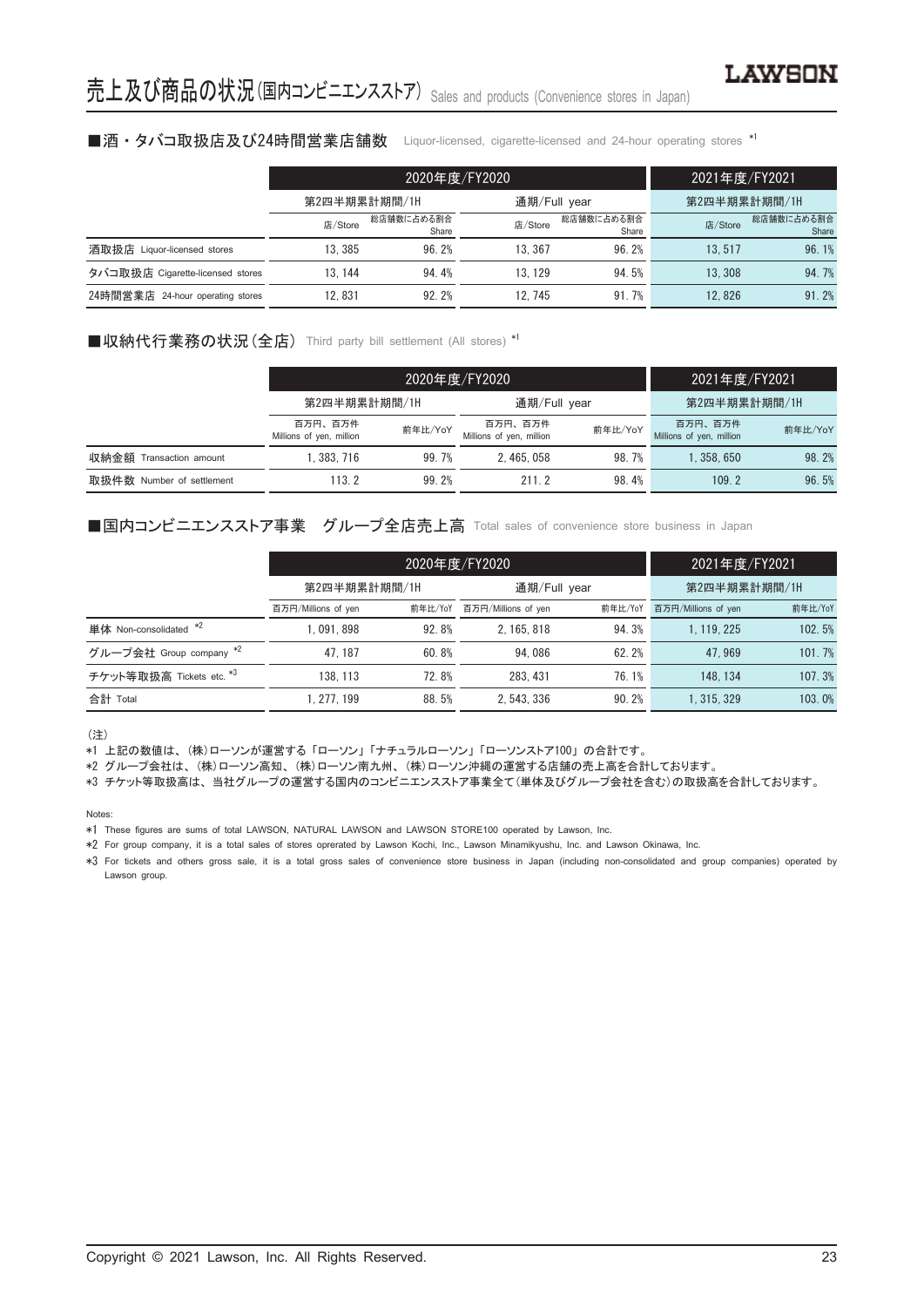# 売上及び商品の状況(国内コンビニエンスストア) Sales and products (Convenience stores in Japan)

## ■酒・タバコ取扱店及び24時間営業店舗数 Liquor-licensed, cigarette-licensed and 24-hour operating stores *1

| | 2020年度/FY2020 | | | | 2021年度/FY2021 | |
|---|---|---|---|---|---|---|
| | 第2四半期累計期間/1H | | 通期/Full year | | 第2四半期累計期間/1H | |
| | 店/Store | 総店舗数に占める割合 Share | 店/Store | 総店舗数に占める割合 Share | 店/Store | 総店舗数に占める割合 Share |
| 酒取扱店 Liquor-licensed stores | 13, 385 | 96. 2% | 13, 367 | 96. 2% | 13, 517 | 96. 1% |
| タバコ取扱店 Cigarette-licensed stores | 13, 144 | 94. 4% | 13, 129 | 94. 5% | 13, 308 | 94. 7% |
| 24時間営業店 24-hour operating stores | 12, 831 | 92. 2% | 12, 745 | 91. 7% | 12, 826 | 91. 2% |

## ■収納代行業務の状況(全店) Third party bill settlement (All stores) *1

| | 2020年度/FY2020 | | | | 2021年度/FY2021 | |
|---|---|---|---|---|---|---|
| | 第2四半期累計期間/1H | | 通期/Full year | | 第2四半期累計期間/1H | |
| | 百万円、百万件 Millions of yen, million | 前年比/YoY | 百万円、百万件 Millions of yen, million | 前年比/YoY | 百万円、百万件 Millions of yen, million | 前年比/YoY |
| 収納金額 Transaction amount | 1, 383, 716 | 99. 7% | 2, 465, 058 | 98. 7% | 1, 358, 650 | 98. 2% |
| 取扱件数 Number of settlement | 113. 2 | 99. 2% | 211. 2 | 98. 4% | 109. 2 | 96. 5% |

## ■国内コンビニエンスストア事業 グループ全店売上高 Total sales of convenience store business in Japan

| | 2020年度/FY2020 | | | | 2021年度/FY2021 | |
|---|---|---|---|---|---|---|
| | 第2四半期累計期間/1H | | 通期/Full year | | 第2四半期累計期間/1H | |
| | 百万円/Millions of yen | 前年比/YoY | 百万円/Millions of yen | 前年比/YoY | 百万円/Millions of yen | 前年比/YoY |
| 単体 Non-consolidated *2 | 1, 091, 898 | 92. 8% | 2, 165, 818 | 94. 3% | 1, 119, 225 | 102. 5% |
| グループ会社 Group company *2 | 47, 187 | 60. 8% | 94, 086 | 62. 2% | 47, 969 | 101. 7% |
| チケット等取扱高 Tickets etc. *3 | 138, 113 | 72. 8% | 283, 431 | 76. 1% | 148, 134 | 107. 3% |
| 合計 Total | 1, 277, 199 | 88. 5% | 2, 543, 336 | 90. 2% | 1, 315, 329 | 103. 0% |

(注)

*1 上記の数値は、(株)ローソンが運営する「ローソン」「ナチュラルローソン」「ローソンストア100」の合計です。

*2 グループ会社は、(株)ローソン高知、(株)ローソン南九州、(株)ローソン沖縄の運営する店舗の売上高を合計しております。

*3 チケット等取扱高は、当社グループの運営する国内のコンビニエンスストア事業全て(単体及びグループ会社を含む)の取扱高を合計しております。

Notes:

*1 These figures are sums of total LAWSON, NATURAL LAWSON and LAWSON STORE100 operated by Lawson, Inc.

*2 For group company, it is a total sales of stores operated by Lawson Kochi, Inc., Lawson Minamikyushu, Inc. and Lawson Okinawa, Inc.

*3 For tickets and others gross sale, it is a total gross sales of convenience store business in Japan (including non-consolidated and group companies) operated by Lawson group.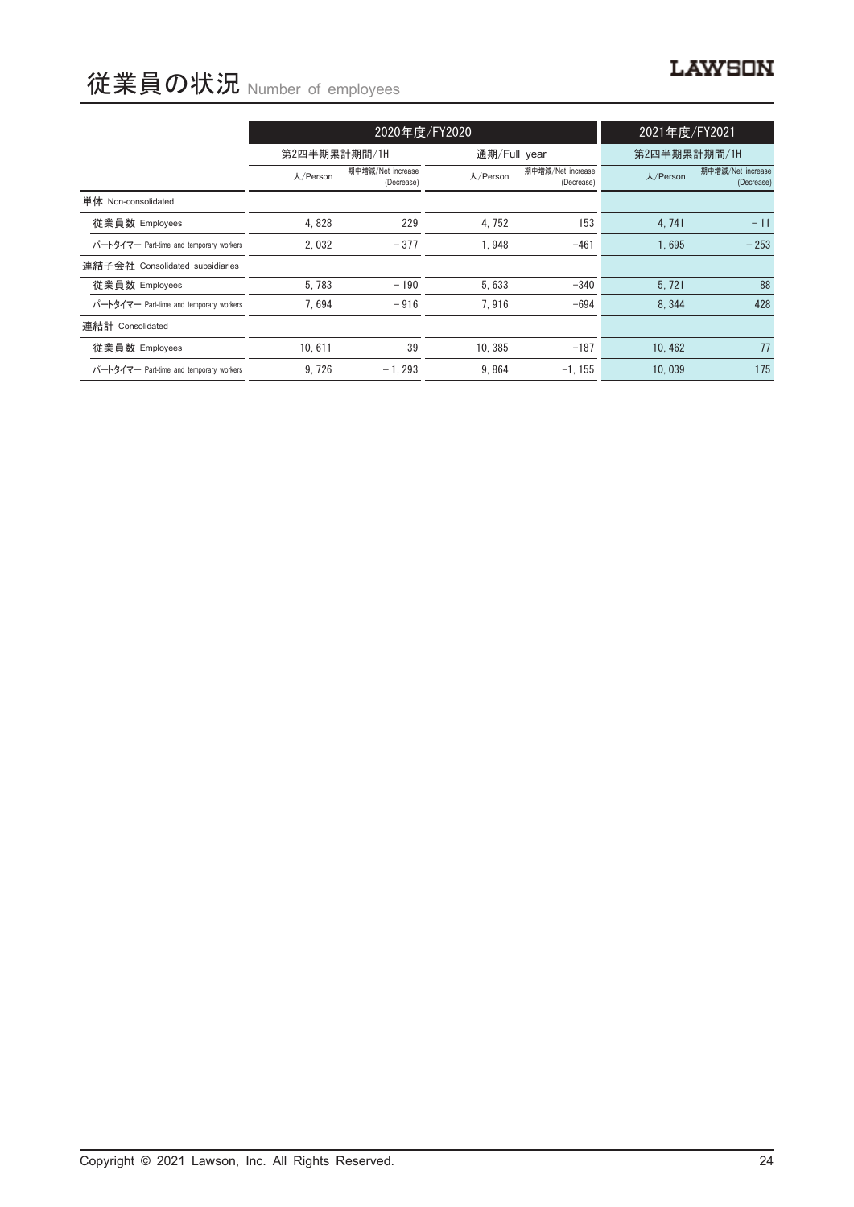# 従業員の状況 Number of employees

LAWSON

| | 2020年度/FY2020 | | | | 2021年度/FY2021 | |
|---|---|---|---|---|---|---|
| | 第2四半期累計期間/1H | | 通期/Full year | | 第2四半期累計期間/1H | |
| | 人/Person | 期中増減/Net increase (Decrease) | 人/Person | 期中増減/Net increase (Decrease) | 人/Person | 期中増減/Net increase (Decrease) |
| 単体 Non-consolidated | | | | | | |
| 従業員数 Employees | 4, 828 | 229 | 4, 752 | 153 | 4, 741 | －11 |
| パートタイマー Part-time and temporary workers | 2, 032 | －377 | 1, 948 | −461 | 1, 695 | －253 |
| 連結子会社 Consolidated subsidiaries | | | | | | |
| 従業員数 Employees | 5, 783 | －190 | 5, 633 | −340 | 5, 721 | 88 |
| パートタイマー Part-time and temporary workers | 7, 694 | －916 | 7, 916 | −694 | 8, 344 | 428 |
| 連結計 Consolidated | | | | | | |
| 従業員数 Employees | 10, 611 | 39 | 10, 385 | −187 | 10, 462 | 77 |
| パートタイマー Part-time and temporary workers | 9, 726 | －1, 293 | 9, 864 | −1, 155 | 10, 039 | 175 |

Copyright © 2021 Lawson, Inc. All Rights Reserved.